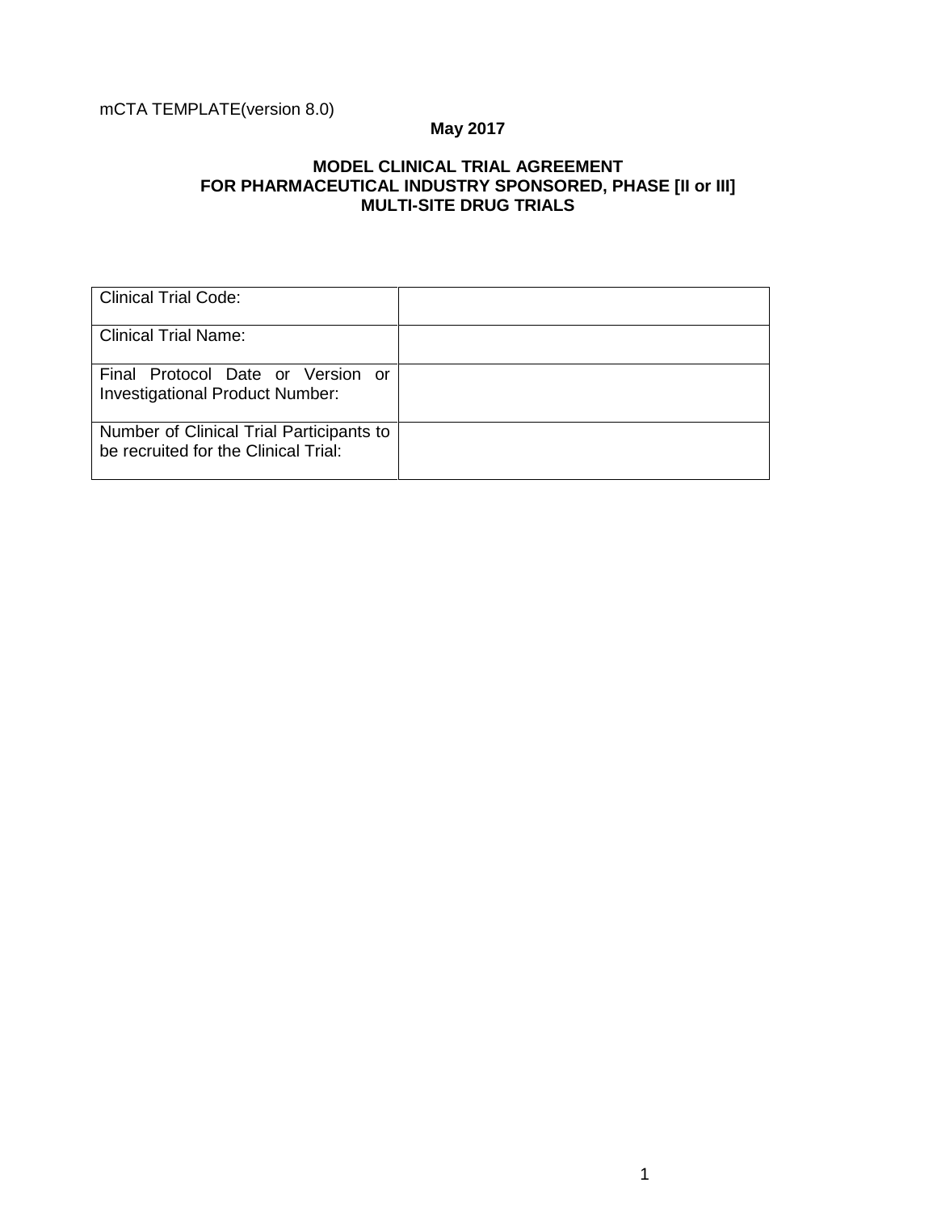mCTA TEMPLATE(version 8.0)

**May 2017**

# MODEL CLINICAL TRIAL AGREEMENT
# FOR PHARMACEUTICAL INDUSTRY SPONSORED, PHASE [II or III]
# MULTI-SITE DRUG TRIALS

| | |
|---|---|
| Clinical Trial Code: | |
| Clinical Trial Name: | |
| Final Protocol Date or Version or Investigational Product Number: | |
| Number of Clinical Trial Participants to be recruited for the Clinical Trial: | |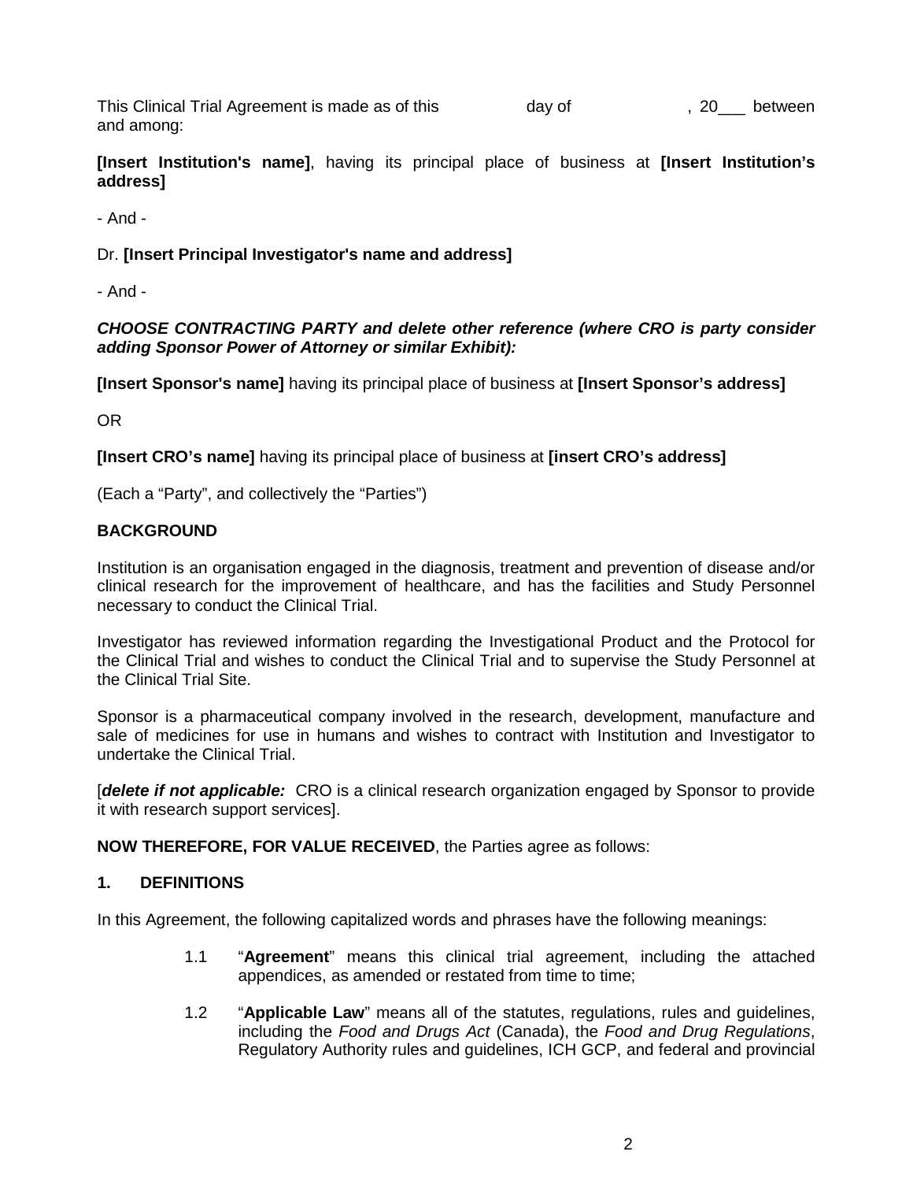This Clinical Trial Agreement is made as of this day of , 20___ between and among:

**[Insert Institution's name]**, having its principal place of business at **[Insert Institution's address]**

- And -

Dr. **[Insert Principal Investigator's name and address]**

- And -

***CHOOSE CONTRACTING PARTY and delete other reference (where CRO is party consider adding Sponsor Power of Attorney or similar Exhibit):***

**[Insert Sponsor's name]** having its principal place of business at **[Insert Sponsor's address]**

OR

**[Insert CRO's name]** having its principal place of business at **[insert CRO's address]**

(Each a "Party", and collectively the "Parties")

**BACKGROUND**

Institution is an organisation engaged in the diagnosis, treatment and prevention of disease and/or clinical research for the improvement of healthcare, and has the facilities and Study Personnel necessary to conduct the Clinical Trial.

Investigator has reviewed information regarding the Investigational Product and the Protocol for the Clinical Trial and wishes to conduct the Clinical Trial and to supervise the Study Personnel at the Clinical Trial Site.

Sponsor is a pharmaceutical company involved in the research, development, manufacture and sale of medicines for use in humans and wishes to contract with Institution and Investigator to undertake the Clinical Trial.

[***delete if not applicable:*** CRO is a clinical research organization engaged by Sponsor to provide it with research support services].

**NOW THEREFORE, FOR VALUE RECEIVED**, the Parties agree as follows:

## 1. DEFINITIONS

In this Agreement, the following capitalized words and phrases have the following meanings:

1.1 "**Agreement**" means this clinical trial agreement, including the attached appendices, as amended or restated from time to time;

1.2 "**Applicable Law**" means all of the statutes, regulations, rules and guidelines, including the *Food and Drugs Act* (Canada), the *Food and Drug Regulations*, Regulatory Authority rules and guidelines, ICH GCP, and federal and provincial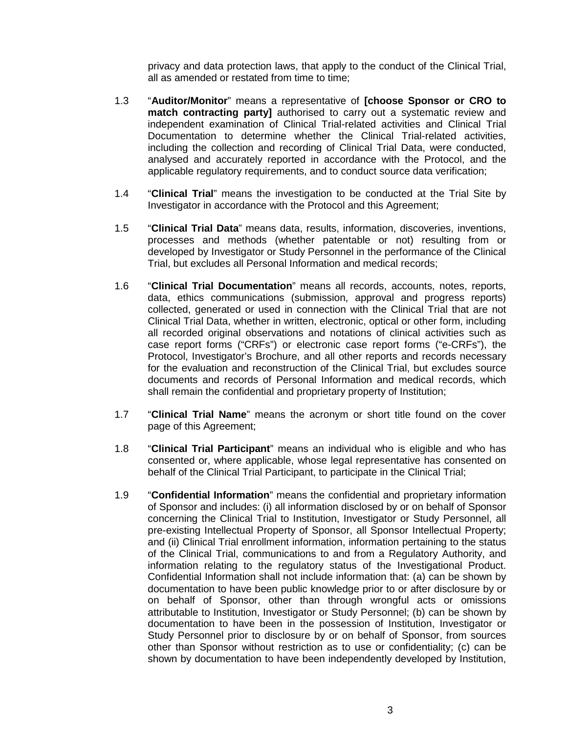privacy and data protection laws, that apply to the conduct of the Clinical Trial, all as amended or restated from time to time;

1.3 "**Auditor/Monitor**" means a representative of **[choose Sponsor or CRO to match contracting party]** authorised to carry out a systematic review and independent examination of Clinical Trial-related activities and Clinical Trial Documentation to determine whether the Clinical Trial-related activities, including the collection and recording of Clinical Trial Data, were conducted, analysed and accurately reported in accordance with the Protocol, and the applicable regulatory requirements, and to conduct source data verification;

1.4 "**Clinical Trial**" means the investigation to be conducted at the Trial Site by Investigator in accordance with the Protocol and this Agreement;

1.5 "**Clinical Trial Data**" means data, results, information, discoveries, inventions, processes and methods (whether patentable or not) resulting from or developed by Investigator or Study Personnel in the performance of the Clinical Trial, but excludes all Personal Information and medical records;

1.6 "**Clinical Trial Documentation**" means all records, accounts, notes, reports, data, ethics communications (submission, approval and progress reports) collected, generated or used in connection with the Clinical Trial that are not Clinical Trial Data, whether in written, electronic, optical or other form, including all recorded original observations and notations of clinical activities such as case report forms ("CRFs") or electronic case report forms ("e-CRFs"), the Protocol, Investigator's Brochure, and all other reports and records necessary for the evaluation and reconstruction of the Clinical Trial, but excludes source documents and records of Personal Information and medical records, which shall remain the confidential and proprietary property of Institution;

1.7 "**Clinical Trial Name**" means the acronym or short title found on the cover page of this Agreement;

1.8 "**Clinical Trial Participant**" means an individual who is eligible and who has consented or, where applicable, whose legal representative has consented on behalf of the Clinical Trial Participant, to participate in the Clinical Trial;

1.9 "**Confidential Information**" means the confidential and proprietary information of Sponsor and includes: (i) all information disclosed by or on behalf of Sponsor concerning the Clinical Trial to Institution, Investigator or Study Personnel, all pre-existing Intellectual Property of Sponsor, all Sponsor Intellectual Property; and (ii) Clinical Trial enrollment information, information pertaining to the status of the Clinical Trial, communications to and from a Regulatory Authority, and information relating to the regulatory status of the Investigational Product. Confidential Information shall not include information that: (a) can be shown by documentation to have been public knowledge prior to or after disclosure by or on behalf of Sponsor, other than through wrongful acts or omissions attributable to Institution, Investigator or Study Personnel; (b) can be shown by documentation to have been in the possession of Institution, Investigator or Study Personnel prior to disclosure by or on behalf of Sponsor, from sources other than Sponsor without restriction as to use or confidentiality; (c) can be shown by documentation to have been independently developed by Institution,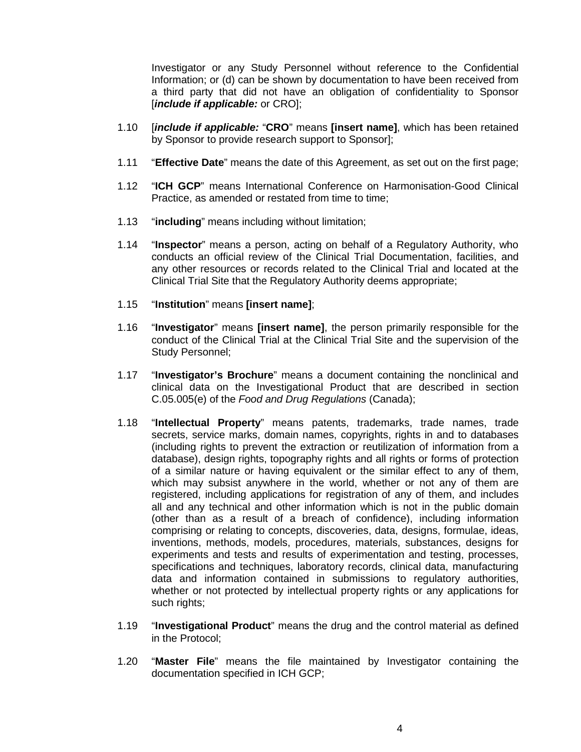Investigator or any Study Personnel without reference to the Confidential Information; or (d) can be shown by documentation to have been received from a third party that did not have an obligation of confidentiality to Sponsor [***include if applicable:*** or CRO];

1.10 [***include if applicable:*** "**CRO**" means **[insert name]**, which has been retained by Sponsor to provide research support to Sponsor];

1.11 "**Effective Date**" means the date of this Agreement, as set out on the first page;

1.12 "**ICH GCP**" means International Conference on Harmonisation-Good Clinical Practice, as amended or restated from time to time;

1.13 "**including**" means including without limitation;

1.14 "**Inspector**" means a person, acting on behalf of a Regulatory Authority, who conducts an official review of the Clinical Trial Documentation, facilities, and any other resources or records related to the Clinical Trial and located at the Clinical Trial Site that the Regulatory Authority deems appropriate;

1.15 "**Institution**" means **[insert name]**;

1.16 "**Investigator**" means **[insert name]**, the person primarily responsible for the conduct of the Clinical Trial at the Clinical Trial Site and the supervision of the Study Personnel;

1.17 "**Investigator's Brochure**" means a document containing the nonclinical and clinical data on the Investigational Product that are described in section C.05.005(e) of the *Food and Drug Regulations* (Canada);

1.18 "**Intellectual Property**" means patents, trademarks, trade names, trade secrets, service marks, domain names, copyrights, rights in and to databases (including rights to prevent the extraction or reutilization of information from a database), design rights, topography rights and all rights or forms of protection of a similar nature or having equivalent or the similar effect to any of them, which may subsist anywhere in the world, whether or not any of them are registered, including applications for registration of any of them, and includes all and any technical and other information which is not in the public domain (other than as a result of a breach of confidence), including information comprising or relating to concepts, discoveries, data, designs, formulae, ideas, inventions, methods, models, procedures, materials, substances, designs for experiments and tests and results of experimentation and testing, processes, specifications and techniques, laboratory records, clinical data, manufacturing data and information contained in submissions to regulatory authorities, whether or not protected by intellectual property rights or any applications for such rights;

1.19 "**Investigational Product**" means the drug and the control material as defined in the Protocol;

1.20 "**Master File**" means the file maintained by Investigator containing the documentation specified in ICH GCP;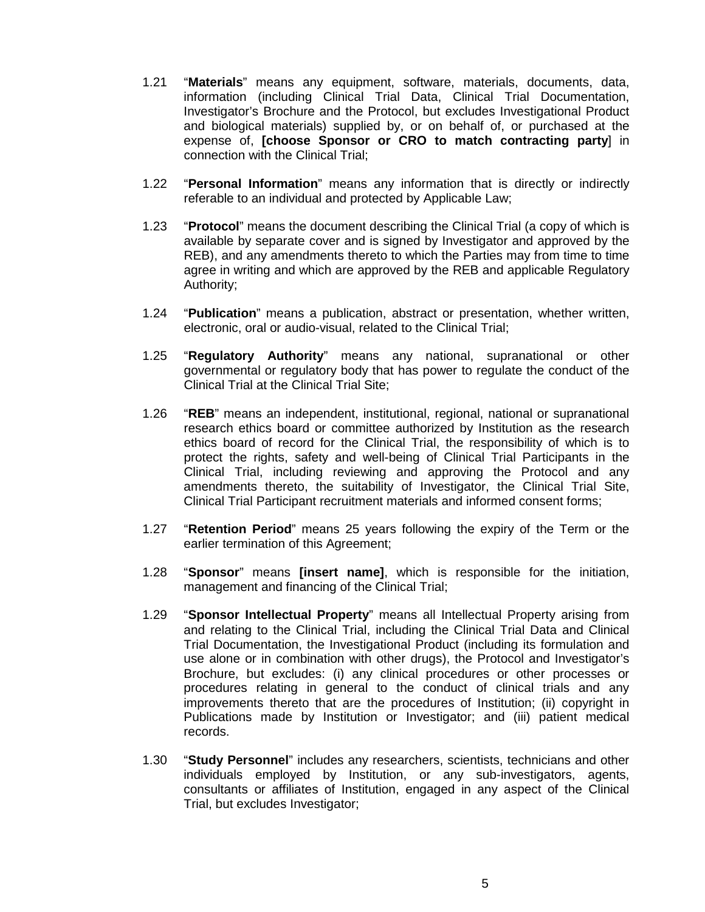1.21 "**Materials**" means any equipment, software, materials, documents, data, information (including Clinical Trial Data, Clinical Trial Documentation, Investigator's Brochure and the Protocol, but excludes Investigational Product and biological materials) supplied by, or on behalf of, or purchased at the expense of, **[choose Sponsor or CRO to match contracting party**] in connection with the Clinical Trial;

1.22 "**Personal Information**" means any information that is directly or indirectly referable to an individual and protected by Applicable Law;

1.23 "**Protocol**" means the document describing the Clinical Trial (a copy of which is available by separate cover and is signed by Investigator and approved by the REB), and any amendments thereto to which the Parties may from time to time agree in writing and which are approved by the REB and applicable Regulatory Authority;

1.24 "**Publication**" means a publication, abstract or presentation, whether written, electronic, oral or audio-visual, related to the Clinical Trial;

1.25 "**Regulatory Authority**" means any national, supranational or other governmental or regulatory body that has power to regulate the conduct of the Clinical Trial at the Clinical Trial Site;

1.26 "**REB**" means an independent, institutional, regional, national or supranational research ethics board or committee authorized by Institution as the research ethics board of record for the Clinical Trial, the responsibility of which is to protect the rights, safety and well-being of Clinical Trial Participants in the Clinical Trial, including reviewing and approving the Protocol and any amendments thereto, the suitability of Investigator, the Clinical Trial Site, Clinical Trial Participant recruitment materials and informed consent forms;

1.27 "**Retention Period**" means 25 years following the expiry of the Term or the earlier termination of this Agreement;

1.28 "**Sponsor**" means **[insert name]**, which is responsible for the initiation, management and financing of the Clinical Trial;

1.29 "**Sponsor Intellectual Property**" means all Intellectual Property arising from and relating to the Clinical Trial, including the Clinical Trial Data and Clinical Trial Documentation, the Investigational Product (including its formulation and use alone or in combination with other drugs), the Protocol and Investigator's Brochure, but excludes: (i) any clinical procedures or other processes or procedures relating in general to the conduct of clinical trials and any improvements thereto that are the procedures of Institution; (ii) copyright in Publications made by Institution or Investigator; and (iii) patient medical records.

1.30 "**Study Personnel**" includes any researchers, scientists, technicians and other individuals employed by Institution, or any sub-investigators, agents, consultants or affiliates of Institution, engaged in any aspect of the Clinical Trial, but excludes Investigator;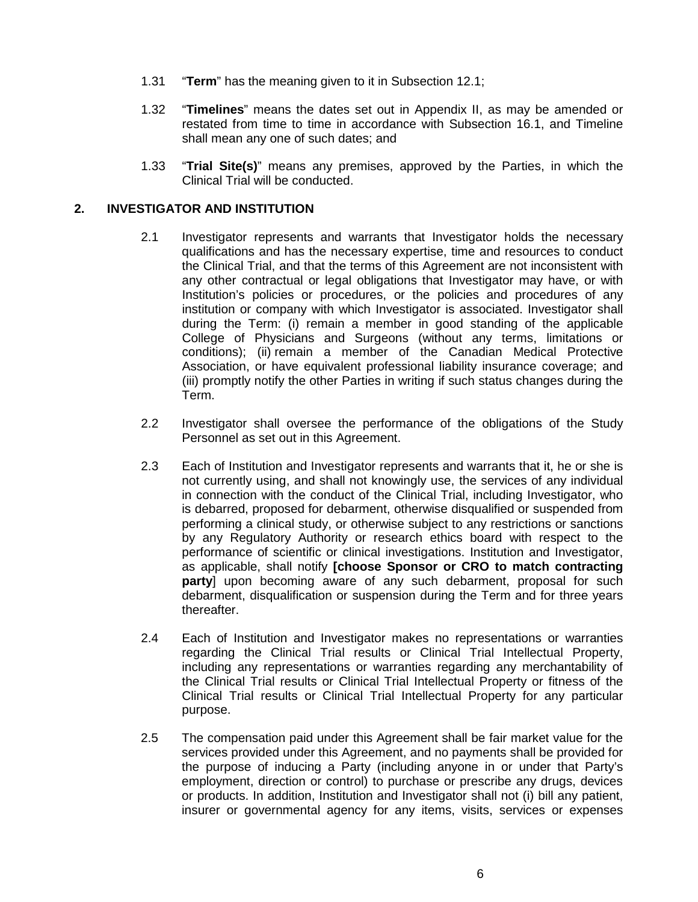1.31 "**Term**" has the meaning given to it in Subsection 12.1;

1.32 "**Timelines**" means the dates set out in Appendix II, as may be amended or restated from time to time in accordance with Subsection 16.1, and Timeline shall mean any one of such dates; and

1.33 "**Trial Site(s)**" means any premises, approved by the Parties, in which the Clinical Trial will be conducted.

## 2. INVESTIGATOR AND INSTITUTION

2.1 Investigator represents and warrants that Investigator holds the necessary qualifications and has the necessary expertise, time and resources to conduct the Clinical Trial, and that the terms of this Agreement are not inconsistent with any other contractual or legal obligations that Investigator may have, or with Institution's policies or procedures, or the policies and procedures of any institution or company with which Investigator is associated. Investigator shall during the Term: (i) remain a member in good standing of the applicable College of Physicians and Surgeons (without any terms, limitations or conditions); (ii) remain a member of the Canadian Medical Protective Association, or have equivalent professional liability insurance coverage; and (iii) promptly notify the other Parties in writing if such status changes during the Term.

2.2 Investigator shall oversee the performance of the obligations of the Study Personnel as set out in this Agreement.

2.3 Each of Institution and Investigator represents and warrants that it, he or she is not currently using, and shall not knowingly use, the services of any individual in connection with the conduct of the Clinical Trial, including Investigator, who is debarred, proposed for debarment, otherwise disqualified or suspended from performing a clinical study, or otherwise subject to any restrictions or sanctions by any Regulatory Authority or research ethics board with respect to the performance of scientific or clinical investigations. Institution and Investigator, as applicable, shall notify **[choose Sponsor or CRO to match contracting party]** upon becoming aware of any such debarment, proposal for such debarment, disqualification or suspension during the Term and for three years thereafter.

2.4 Each of Institution and Investigator makes no representations or warranties regarding the Clinical Trial results or Clinical Trial Intellectual Property, including any representations or warranties regarding any merchantability of the Clinical Trial results or Clinical Trial Intellectual Property or fitness of the Clinical Trial results or Clinical Trial Intellectual Property for any particular purpose.

2.5 The compensation paid under this Agreement shall be fair market value for the services provided under this Agreement, and no payments shall be provided for the purpose of inducing a Party (including anyone in or under that Party's employment, direction or control) to purchase or prescribe any drugs, devices or products. In addition, Institution and Investigator shall not (i) bill any patient, insurer or governmental agency for any items, visits, services or expenses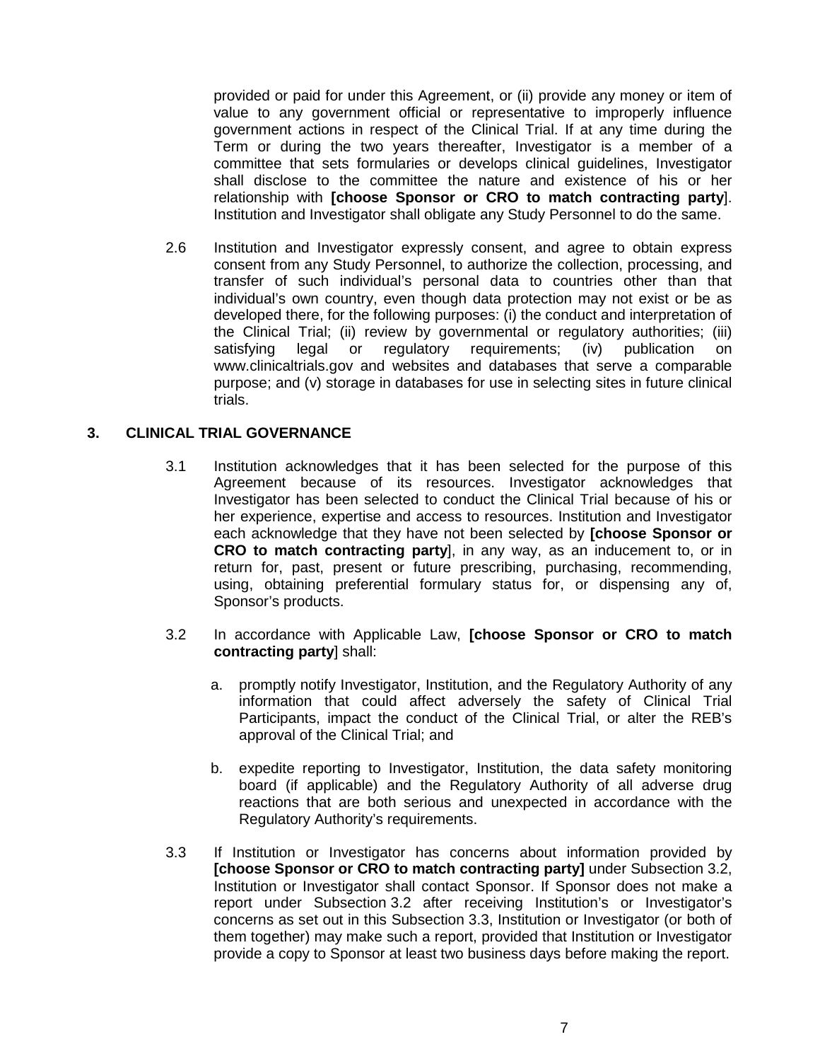provided or paid for under this Agreement, or (ii) provide any money or item of value to any government official or representative to improperly influence government actions in respect of the Clinical Trial. If at any time during the Term or during the two years thereafter, Investigator is a member of a committee that sets formularies or develops clinical guidelines, Investigator shall disclose to the committee the nature and existence of his or her relationship with **[choose Sponsor or CRO to match contracting party**]. Institution and Investigator shall obligate any Study Personnel to do the same.

2.6 Institution and Investigator expressly consent, and agree to obtain express consent from any Study Personnel, to authorize the collection, processing, and transfer of such individual's personal data to countries other than that individual's own country, even though data protection may not exist or be as developed there, for the following purposes: (i) the conduct and interpretation of the Clinical Trial; (ii) review by governmental or regulatory authorities; (iii) satisfying legal or regulatory requirements; (iv) publication on www.clinicaltrials.gov and websites and databases that serve a comparable purpose; and (v) storage in databases for use in selecting sites in future clinical trials.

## 3. CLINICAL TRIAL GOVERNANCE

3.1 Institution acknowledges that it has been selected for the purpose of this Agreement because of its resources. Investigator acknowledges that Investigator has been selected to conduct the Clinical Trial because of his or her experience, expertise and access to resources. Institution and Investigator each acknowledge that they have not been selected by **[choose Sponsor or CRO to match contracting party**], in any way, as an inducement to, or in return for, past, present or future prescribing, purchasing, recommending, using, obtaining preferential formulary status for, or dispensing any of, Sponsor's products.

3.2 In accordance with Applicable Law, **[choose Sponsor or CRO to match contracting party**] shall:

a. promptly notify Investigator, Institution, and the Regulatory Authority of any information that could affect adversely the safety of Clinical Trial Participants, impact the conduct of the Clinical Trial, or alter the REB's approval of the Clinical Trial; and

b. expedite reporting to Investigator, Institution, the data safety monitoring board (if applicable) and the Regulatory Authority of all adverse drug reactions that are both serious and unexpected in accordance with the Regulatory Authority's requirements.

3.3 If Institution or Investigator has concerns about information provided by **[choose Sponsor or CRO to match contracting party]** under Subsection 3.2, Institution or Investigator shall contact Sponsor. If Sponsor does not make a report under Subsection 3.2 after receiving Institution's or Investigator's concerns as set out in this Subsection 3.3, Institution or Investigator (or both of them together) may make such a report, provided that Institution or Investigator provide a copy to Sponsor at least two business days before making the report.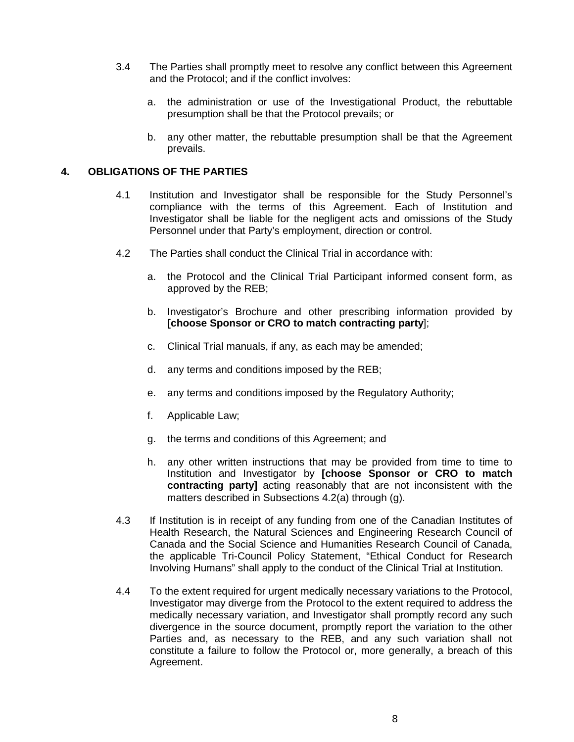3.4 The Parties shall promptly meet to resolve any conflict between this Agreement and the Protocol; and if the conflict involves:

a. the administration or use of the Investigational Product, the rebuttable presumption shall be that the Protocol prevails; or

b. any other matter, the rebuttable presumption shall be that the Agreement prevails.

## 4. OBLIGATIONS OF THE PARTIES

4.1 Institution and Investigator shall be responsible for the Study Personnel's compliance with the terms of this Agreement. Each of Institution and Investigator shall be liable for the negligent acts and omissions of the Study Personnel under that Party's employment, direction or control.

4.2 The Parties shall conduct the Clinical Trial in accordance with:

a. the Protocol and the Clinical Trial Participant informed consent form, as approved by the REB;

b. Investigator's Brochure and other prescribing information provided by **[choose Sponsor or CRO to match contracting party**];

c. Clinical Trial manuals, if any, as each may be amended;

d. any terms and conditions imposed by the REB;

e. any terms and conditions imposed by the Regulatory Authority;

f. Applicable Law;

g. the terms and conditions of this Agreement; and

h. any other written instructions that may be provided from time to time to Institution and Investigator by **[choose Sponsor or CRO to match contracting party]** acting reasonably that are not inconsistent with the matters described in Subsections 4.2(a) through (g).

4.3 If Institution is in receipt of any funding from one of the Canadian Institutes of Health Research, the Natural Sciences and Engineering Research Council of Canada and the Social Science and Humanities Research Council of Canada, the applicable Tri-Council Policy Statement, "Ethical Conduct for Research Involving Humans" shall apply to the conduct of the Clinical Trial at Institution.

4.4 To the extent required for urgent medically necessary variations to the Protocol, Investigator may diverge from the Protocol to the extent required to address the medically necessary variation, and Investigator shall promptly record any such divergence in the source document, promptly report the variation to the other Parties and, as necessary to the REB, and any such variation shall not constitute a failure to follow the Protocol or, more generally, a breach of this Agreement.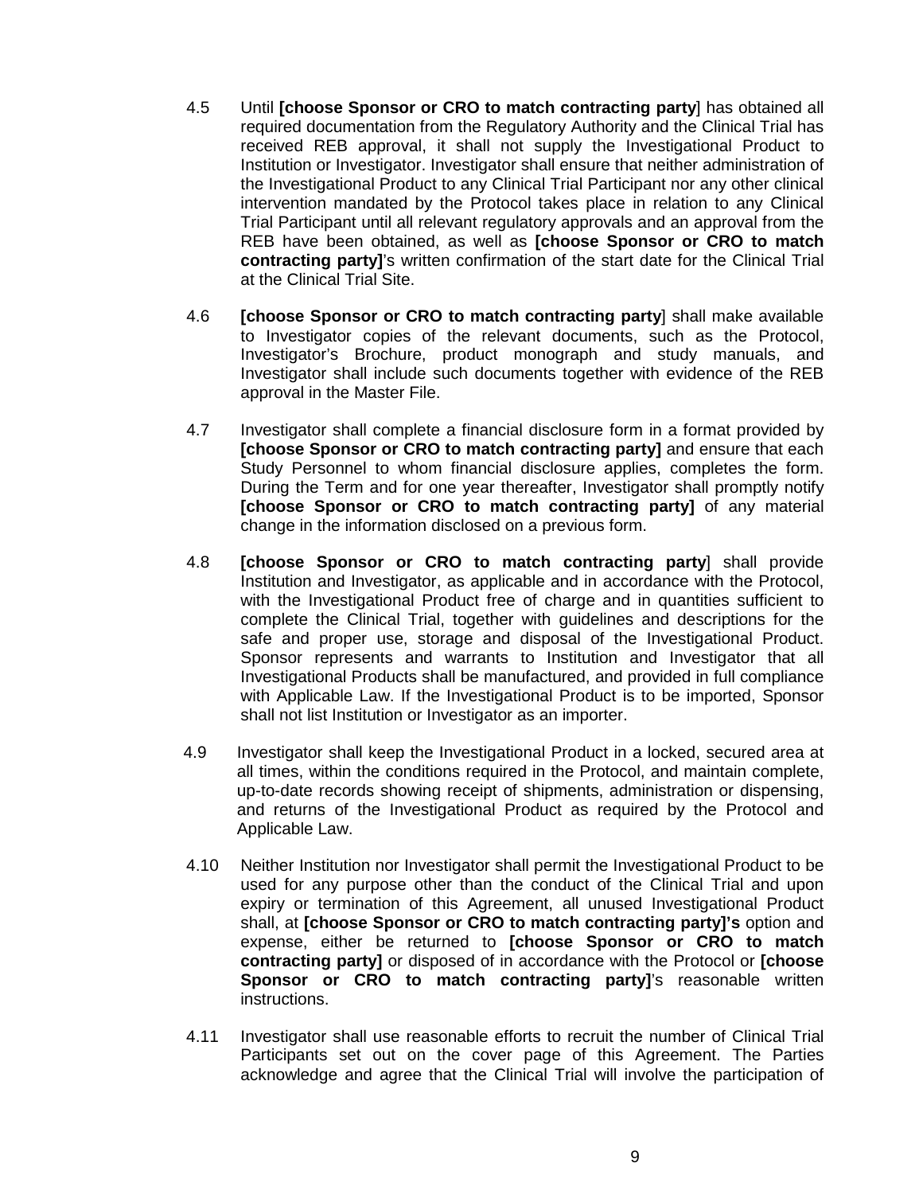4.5 Until **[choose Sponsor or CRO to match contracting party**] has obtained all required documentation from the Regulatory Authority and the Clinical Trial has received REB approval, it shall not supply the Investigational Product to Institution or Investigator. Investigator shall ensure that neither administration of the Investigational Product to any Clinical Trial Participant nor any other clinical intervention mandated by the Protocol takes place in relation to any Clinical Trial Participant until all relevant regulatory approvals and an approval from the REB have been obtained, as well as **[choose Sponsor or CRO to match contracting party]**'s written confirmation of the start date for the Clinical Trial at the Clinical Trial Site.

4.6 **[choose Sponsor or CRO to match contracting party**] shall make available to Investigator copies of the relevant documents, such as the Protocol, Investigator's Brochure, product monograph and study manuals, and Investigator shall include such documents together with evidence of the REB approval in the Master File.

4.7 Investigator shall complete a financial disclosure form in a format provided by **[choose Sponsor or CRO to match contracting party]** and ensure that each Study Personnel to whom financial disclosure applies, completes the form. During the Term and for one year thereafter, Investigator shall promptly notify **[choose Sponsor or CRO to match contracting party]** of any material change in the information disclosed on a previous form.

4.8 **[choose Sponsor or CRO to match contracting party**] shall provide Institution and Investigator, as applicable and in accordance with the Protocol, with the Investigational Product free of charge and in quantities sufficient to complete the Clinical Trial, together with guidelines and descriptions for the safe and proper use, storage and disposal of the Investigational Product. Sponsor represents and warrants to Institution and Investigator that all Investigational Products shall be manufactured, and provided in full compliance with Applicable Law. If the Investigational Product is to be imported, Sponsor shall not list Institution or Investigator as an importer.

4.9 Investigator shall keep the Investigational Product in a locked, secured area at all times, within the conditions required in the Protocol, and maintain complete, up-to-date records showing receipt of shipments, administration or dispensing, and returns of the Investigational Product as required by the Protocol and Applicable Law.

4.10 Neither Institution nor Investigator shall permit the Investigational Product to be used for any purpose other than the conduct of the Clinical Trial and upon expiry or termination of this Agreement, all unused Investigational Product shall, at **[choose Sponsor or CRO to match contracting party]'s** option and expense, either be returned to **[choose Sponsor or CRO to match contracting party]** or disposed of in accordance with the Protocol or **[choose Sponsor or CRO to match contracting party]**'s reasonable written instructions.

4.11 Investigator shall use reasonable efforts to recruit the number of Clinical Trial Participants set out on the cover page of this Agreement. The Parties acknowledge and agree that the Clinical Trial will involve the participation of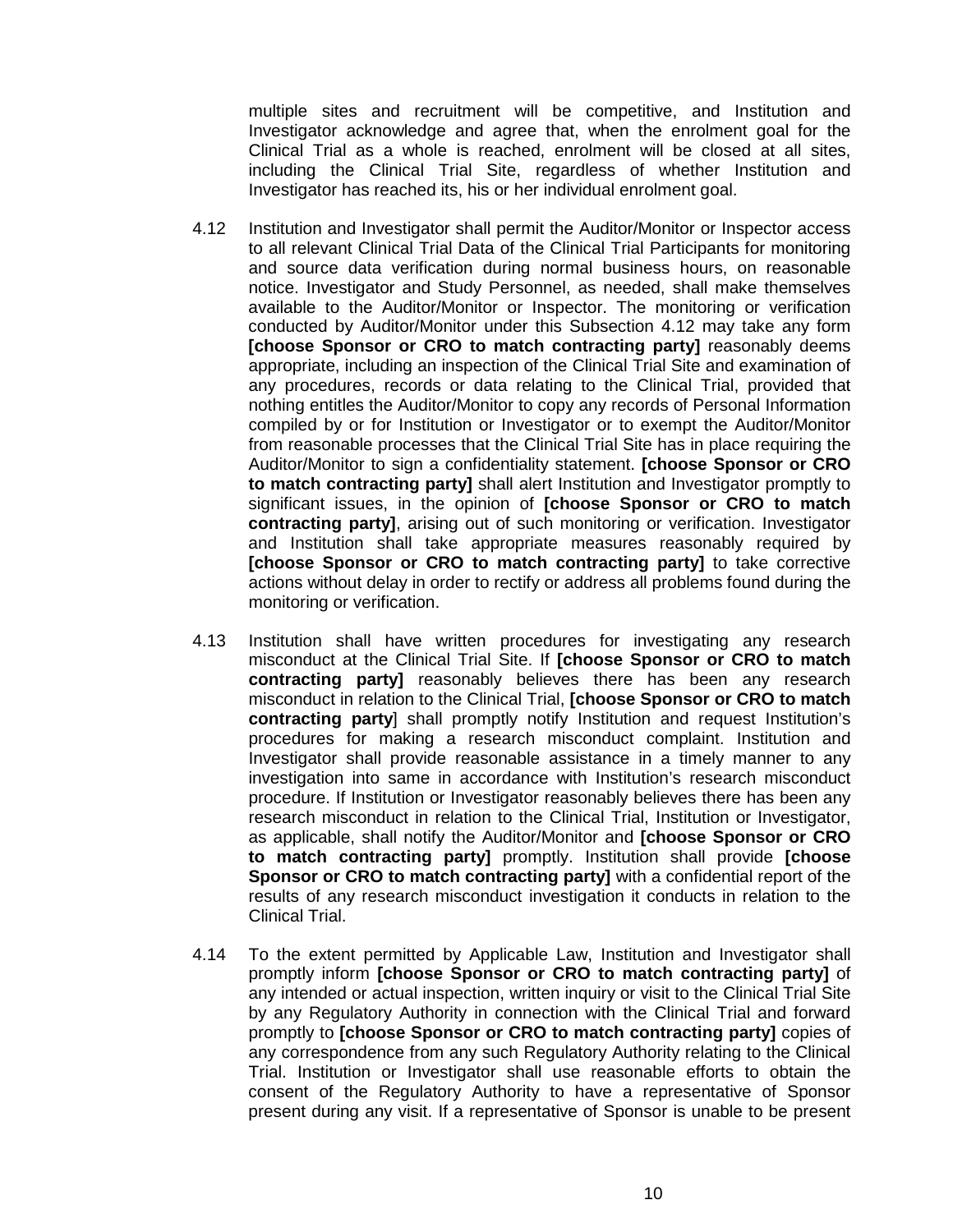multiple sites and recruitment will be competitive, and Institution and Investigator acknowledge and agree that, when the enrolment goal for the Clinical Trial as a whole is reached, enrolment will be closed at all sites, including the Clinical Trial Site, regardless of whether Institution and Investigator has reached its, his or her individual enrolment goal.

4.12 Institution and Investigator shall permit the Auditor/Monitor or Inspector access to all relevant Clinical Trial Data of the Clinical Trial Participants for monitoring and source data verification during normal business hours, on reasonable notice. Investigator and Study Personnel, as needed, shall make themselves available to the Auditor/Monitor or Inspector. The monitoring or verification conducted by Auditor/Monitor under this Subsection 4.12 may take any form **[choose Sponsor or CRO to match contracting party]** reasonably deems appropriate, including an inspection of the Clinical Trial Site and examination of any procedures, records or data relating to the Clinical Trial, provided that nothing entitles the Auditor/Monitor to copy any records of Personal Information compiled by or for Institution or Investigator or to exempt the Auditor/Monitor from reasonable processes that the Clinical Trial Site has in place requiring the Auditor/Monitor to sign a confidentiality statement. **[choose Sponsor or CRO to match contracting party]** shall alert Institution and Investigator promptly to significant issues, in the opinion of **[choose Sponsor or CRO to match contracting party]**, arising out of such monitoring or verification. Investigator and Institution shall take appropriate measures reasonably required by **[choose Sponsor or CRO to match contracting party]** to take corrective actions without delay in order to rectify or address all problems found during the monitoring or verification.

4.13 Institution shall have written procedures for investigating any research misconduct at the Clinical Trial Site. If **[choose Sponsor or CRO to match contracting party]** reasonably believes there has been any research misconduct in relation to the Clinical Trial, **[choose Sponsor or CRO to match contracting party]** shall promptly notify Institution and request Institution's procedures for making a research misconduct complaint. Institution and Investigator shall provide reasonable assistance in a timely manner to any investigation into same in accordance with Institution's research misconduct procedure. If Institution or Investigator reasonably believes there has been any research misconduct in relation to the Clinical Trial, Institution or Investigator, as applicable, shall notify the Auditor/Monitor and **[choose Sponsor or CRO to match contracting party]** promptly. Institution shall provide **[choose Sponsor or CRO to match contracting party]** with a confidential report of the results of any research misconduct investigation it conducts in relation to the Clinical Trial.

4.14 To the extent permitted by Applicable Law, Institution and Investigator shall promptly inform **[choose Sponsor or CRO to match contracting party]** of any intended or actual inspection, written inquiry or visit to the Clinical Trial Site by any Regulatory Authority in connection with the Clinical Trial and forward promptly to **[choose Sponsor or CRO to match contracting party]** copies of any correspondence from any such Regulatory Authority relating to the Clinical Trial. Institution or Investigator shall use reasonable efforts to obtain the consent of the Regulatory Authority to have a representative of Sponsor present during any visit. If a representative of Sponsor is unable to be present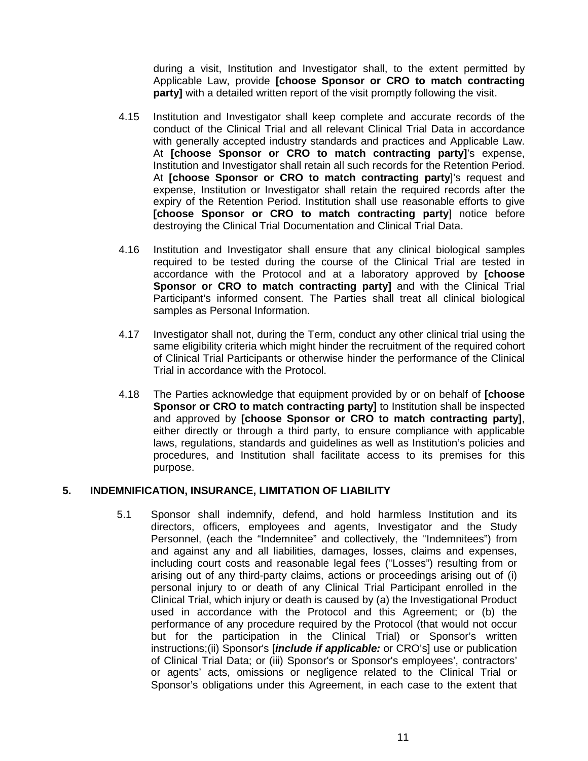during a visit, Institution and Investigator shall, to the extent permitted by Applicable Law, provide **[choose Sponsor or CRO to match contracting party]** with a detailed written report of the visit promptly following the visit.

4.15 Institution and Investigator shall keep complete and accurate records of the conduct of the Clinical Trial and all relevant Clinical Trial Data in accordance with generally accepted industry standards and practices and Applicable Law. At **[choose Sponsor or CRO to match contracting party]**'s expense, Institution and Investigator shall retain all such records for the Retention Period. At **[choose Sponsor or CRO to match contracting party**]'s request and expense, Institution or Investigator shall retain the required records after the expiry of the Retention Period. Institution shall use reasonable efforts to give **[choose Sponsor or CRO to match contracting party**] notice before destroying the Clinical Trial Documentation and Clinical Trial Data.

4.16 Institution and Investigator shall ensure that any clinical biological samples required to be tested during the course of the Clinical Trial are tested in accordance with the Protocol and at a laboratory approved by **[choose Sponsor or CRO to match contracting party]** and with the Clinical Trial Participant's informed consent. The Parties shall treat all clinical biological samples as Personal Information.

4.17 Investigator shall not, during the Term, conduct any other clinical trial using the same eligibility criteria which might hinder the recruitment of the required cohort of Clinical Trial Participants or otherwise hinder the performance of the Clinical Trial in accordance with the Protocol.

4.18 The Parties acknowledge that equipment provided by or on behalf of **[choose Sponsor or CRO to match contracting party]** to Institution shall be inspected and approved by **[choose Sponsor or CRO to match contracting party]**, either directly or through a third party, to ensure compliance with applicable laws, regulations, standards and guidelines as well as Institution's policies and procedures, and Institution shall facilitate access to its premises for this purpose.

## 5. INDEMNIFICATION, INSURANCE, LIMITATION OF LIABILITY

5.1 Sponsor shall indemnify, defend, and hold harmless Institution and its directors, officers, employees and agents, Investigator and the Study Personnel, (each the "Indemnitee" and collectively, the "Indemnitees") from and against any and all liabilities, damages, losses, claims and expenses, including court costs and reasonable legal fees ("Losses") resulting from or arising out of any third-party claims, actions or proceedings arising out of (i) personal injury to or death of any Clinical Trial Participant enrolled in the Clinical Trial, which injury or death is caused by (a) the Investigational Product used in accordance with the Protocol and this Agreement; or (b) the performance of any procedure required by the Protocol (that would not occur but for the participation in the Clinical Trial) or Sponsor's written instructions;(ii) Sponsor's [***include if applicable:*** or CRO's] use or publication of Clinical Trial Data; or (iii) Sponsor's or Sponsor's employees', contractors' or agents' acts, omissions or negligence related to the Clinical Trial or Sponsor's obligations under this Agreement, in each case to the extent that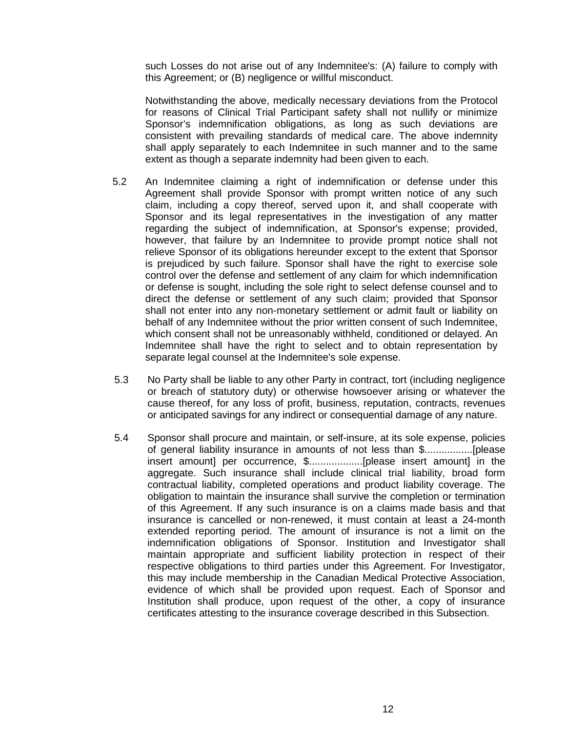such Losses do not arise out of any Indemnitee's: (A) failure to comply with this Agreement; or (B) negligence or willful misconduct.

Notwithstanding the above, medically necessary deviations from the Protocol for reasons of Clinical Trial Participant safety shall not nullify or minimize Sponsor's indemnification obligations, as long as such deviations are consistent with prevailing standards of medical care. The above indemnity shall apply separately to each Indemnitee in such manner and to the same extent as though a separate indemnity had been given to each.

5.2 An Indemnitee claiming a right of indemnification or defense under this Agreement shall provide Sponsor with prompt written notice of any such claim, including a copy thereof, served upon it, and shall cooperate with Sponsor and its legal representatives in the investigation of any matter regarding the subject of indemnification, at Sponsor's expense; provided, however, that failure by an Indemnitee to provide prompt notice shall not relieve Sponsor of its obligations hereunder except to the extent that Sponsor is prejudiced by such failure. Sponsor shall have the right to exercise sole control over the defense and settlement of any claim for which indemnification or defense is sought, including the sole right to select defense counsel and to direct the defense or settlement of any such claim; provided that Sponsor shall not enter into any non-monetary settlement or admit fault or liability on behalf of any Indemnitee without the prior written consent of such Indemnitee, which consent shall not be unreasonably withheld, conditioned or delayed. An Indemnitee shall have the right to select and to obtain representation by separate legal counsel at the Indemnitee's sole expense.

5.3 No Party shall be liable to any other Party in contract, tort (including negligence or breach of statutory duty) or otherwise howsoever arising or whatever the cause thereof, for any loss of profit, business, reputation, contracts, revenues or anticipated savings for any indirect or consequential damage of any nature.

5.4 Sponsor shall procure and maintain, or self-insure, at its sole expense, policies of general liability insurance in amounts of not less than $.................[please insert amount] per occurrence, $...................[please insert amount] in the aggregate. Such insurance shall include clinical trial liability, broad form contractual liability, completed operations and product liability coverage. The obligation to maintain the insurance shall survive the completion or termination of this Agreement. If any such insurance is on a claims made basis and that insurance is cancelled or non-renewed, it must contain at least a 24-month extended reporting period. The amount of insurance is not a limit on the indemnification obligations of Sponsor. Institution and Investigator shall maintain appropriate and sufficient liability protection in respect of their respective obligations to third parties under this Agreement. For Investigator, this may include membership in the Canadian Medical Protective Association, evidence of which shall be provided upon request. Each of Sponsor and Institution shall produce, upon request of the other, a copy of insurance certificates attesting to the insurance coverage described in this Subsection.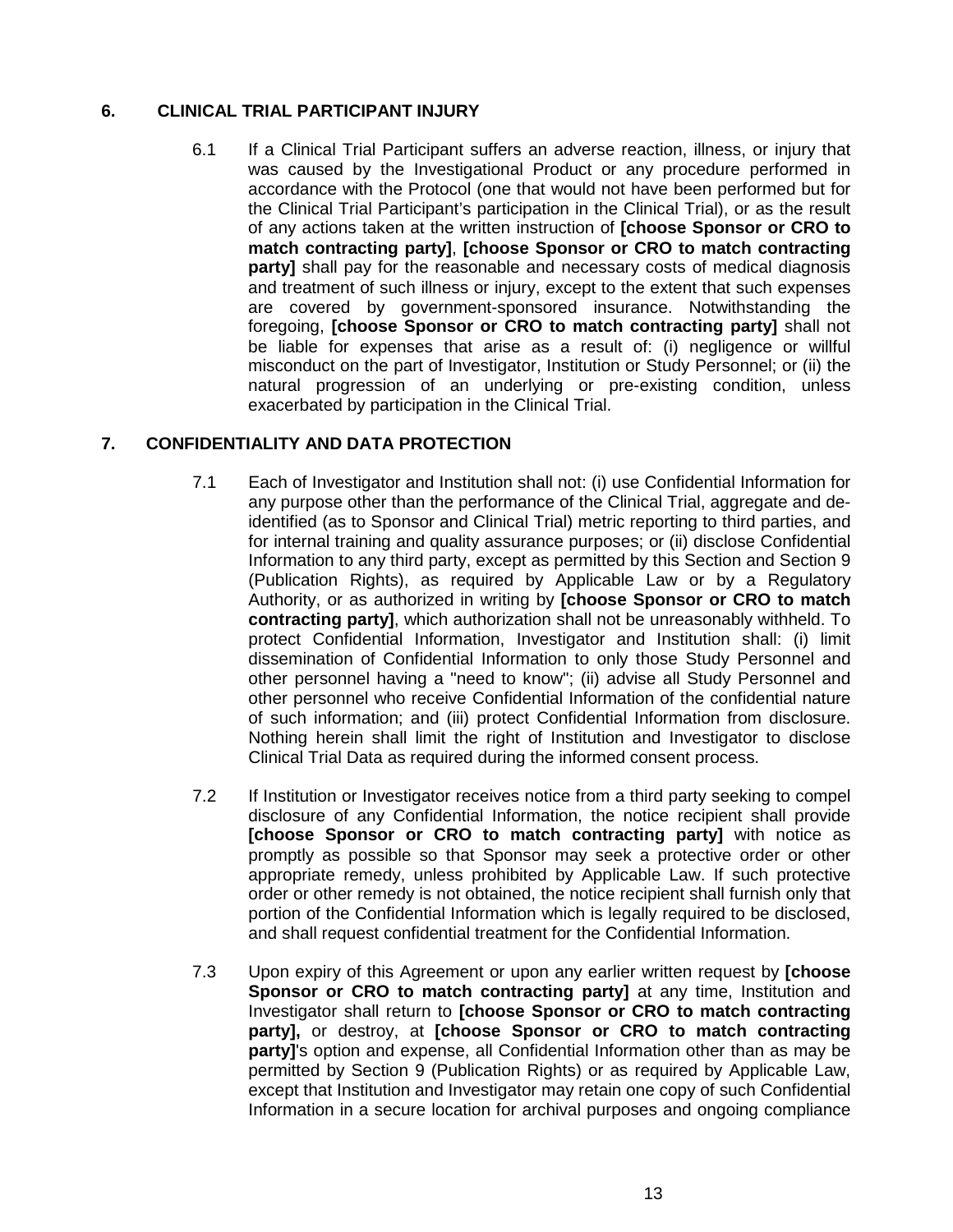## 6. CLINICAL TRIAL PARTICIPANT INJURY

6.1 If a Clinical Trial Participant suffers an adverse reaction, illness, or injury that was caused by the Investigational Product or any procedure performed in accordance with the Protocol (one that would not have been performed but for the Clinical Trial Participant's participation in the Clinical Trial), or as the result of any actions taken at the written instruction of **[choose Sponsor or CRO to match contracting party]**, **[choose Sponsor or CRO to match contracting party]** shall pay for the reasonable and necessary costs of medical diagnosis and treatment of such illness or injury, except to the extent that such expenses are covered by government-sponsored insurance. Notwithstanding the foregoing, **[choose Sponsor or CRO to match contracting party]** shall not be liable for expenses that arise as a result of: (i) negligence or willful misconduct on the part of Investigator, Institution or Study Personnel; or (ii) the natural progression of an underlying or pre-existing condition, unless exacerbated by participation in the Clinical Trial.

## 7. CONFIDENTIALITY AND DATA PROTECTION

7.1 Each of Investigator and Institution shall not: (i) use Confidential Information for any purpose other than the performance of the Clinical Trial, aggregate and de-identified (as to Sponsor and Clinical Trial) metric reporting to third parties, and for internal training and quality assurance purposes; or (ii) disclose Confidential Information to any third party, except as permitted by this Section and Section 9 (Publication Rights), as required by Applicable Law or by a Regulatory Authority, or as authorized in writing by **[choose Sponsor or CRO to match contracting party]**, which authorization shall not be unreasonably withheld. To protect Confidential Information, Investigator and Institution shall: (i) limit dissemination of Confidential Information to only those Study Personnel and other personnel having a "need to know"; (ii) advise all Study Personnel and other personnel who receive Confidential Information of the confidential nature of such information; and (iii) protect Confidential Information from disclosure. Nothing herein shall limit the right of Institution and Investigator to disclose Clinical Trial Data as required during the informed consent process.

7.2 If Institution or Investigator receives notice from a third party seeking to compel disclosure of any Confidential Information, the notice recipient shall provide **[choose Sponsor or CRO to match contracting party]** with notice as promptly as possible so that Sponsor may seek a protective order or other appropriate remedy, unless prohibited by Applicable Law. If such protective order or other remedy is not obtained, the notice recipient shall furnish only that portion of the Confidential Information which is legally required to be disclosed, and shall request confidential treatment for the Confidential Information.

7.3 Upon expiry of this Agreement or upon any earlier written request by **[choose Sponsor or CRO to match contracting party]** at any time, Institution and Investigator shall return to **[choose Sponsor or CRO to match contracting party],** or destroy, at **[choose Sponsor or CRO to match contracting party]**'s option and expense, all Confidential Information other than as may be permitted by Section 9 (Publication Rights) or as required by Applicable Law, except that Institution and Investigator may retain one copy of such Confidential Information in a secure location for archival purposes and ongoing compliance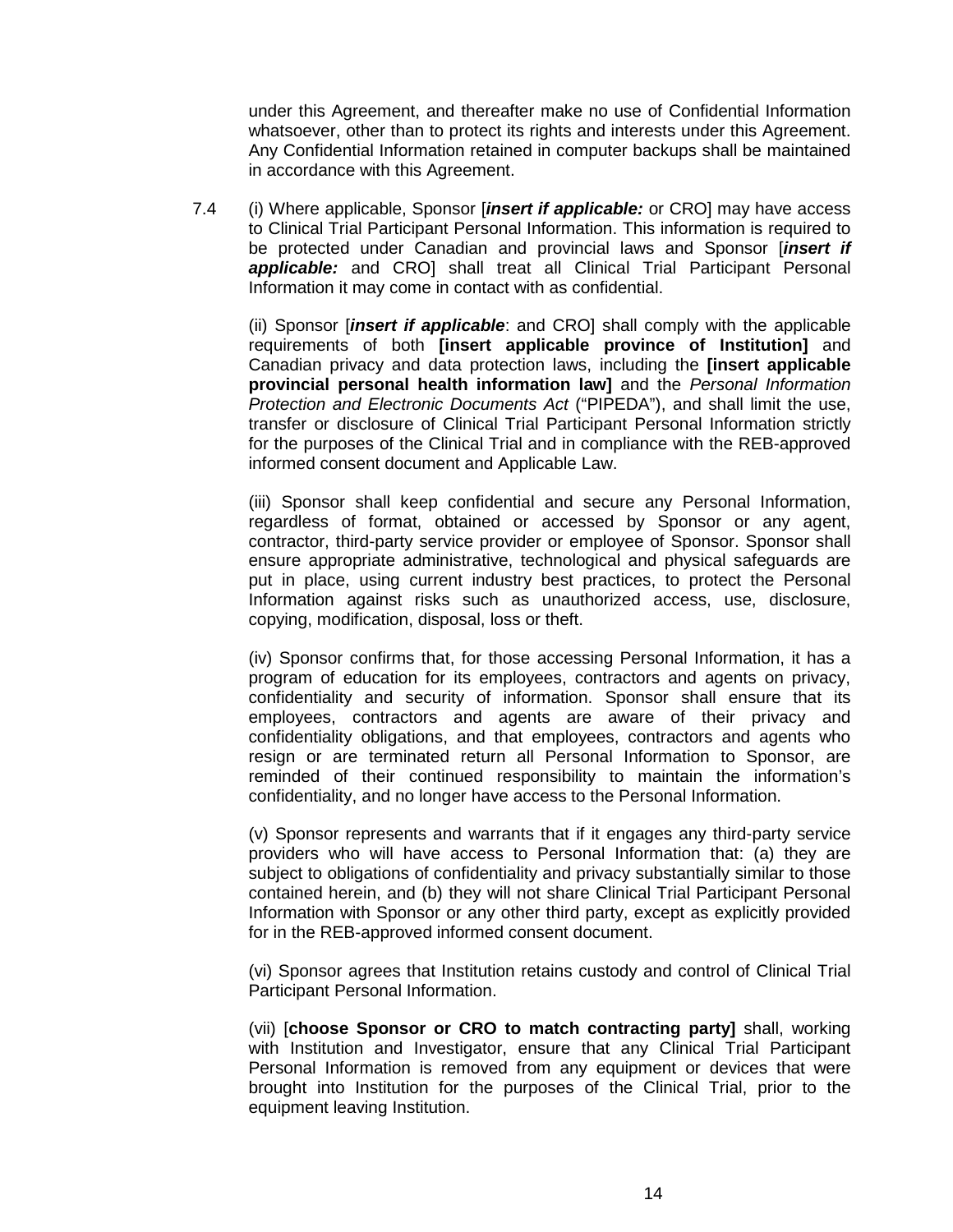under this Agreement, and thereafter make no use of Confidential Information whatsoever, other than to protect its rights and interests under this Agreement. Any Confidential Information retained in computer backups shall be maintained in accordance with this Agreement.

7.4 (i) Where applicable, Sponsor [***insert if applicable:*** or CRO] may have access to Clinical Trial Participant Personal Information. This information is required to be protected under Canadian and provincial laws and Sponsor [***insert if applicable:*** and CRO] shall treat all Clinical Trial Participant Personal Information it may come in contact with as confidential.

(ii) Sponsor [***insert if applicable***: and CRO] shall comply with the applicable requirements of both **[insert applicable province of Institution]** and Canadian privacy and data protection laws, including the **[insert applicable provincial personal health information law]** and the *Personal Information Protection and Electronic Documents Act* ("PIPEDA"), and shall limit the use, transfer or disclosure of Clinical Trial Participant Personal Information strictly for the purposes of the Clinical Trial and in compliance with the REB-approved informed consent document and Applicable Law.

(iii) Sponsor shall keep confidential and secure any Personal Information, regardless of format, obtained or accessed by Sponsor or any agent, contractor, third-party service provider or employee of Sponsor. Sponsor shall ensure appropriate administrative, technological and physical safeguards are put in place, using current industry best practices, to protect the Personal Information against risks such as unauthorized access, use, disclosure, copying, modification, disposal, loss or theft.

(iv) Sponsor confirms that, for those accessing Personal Information, it has a program of education for its employees, contractors and agents on privacy, confidentiality and security of information. Sponsor shall ensure that its employees, contractors and agents are aware of their privacy and confidentiality obligations, and that employees, contractors and agents who resign or are terminated return all Personal Information to Sponsor, are reminded of their continued responsibility to maintain the information's confidentiality, and no longer have access to the Personal Information.

(v) Sponsor represents and warrants that if it engages any third-party service providers who will have access to Personal Information that: (a) they are subject to obligations of confidentiality and privacy substantially similar to those contained herein, and (b) they will not share Clinical Trial Participant Personal Information with Sponsor or any other third party, except as explicitly provided for in the REB-approved informed consent document.

(vi) Sponsor agrees that Institution retains custody and control of Clinical Trial Participant Personal Information.

(vii) [**choose Sponsor or CRO to match contracting party]** shall, working with Institution and Investigator, ensure that any Clinical Trial Participant Personal Information is removed from any equipment or devices that were brought into Institution for the purposes of the Clinical Trial, prior to the equipment leaving Institution.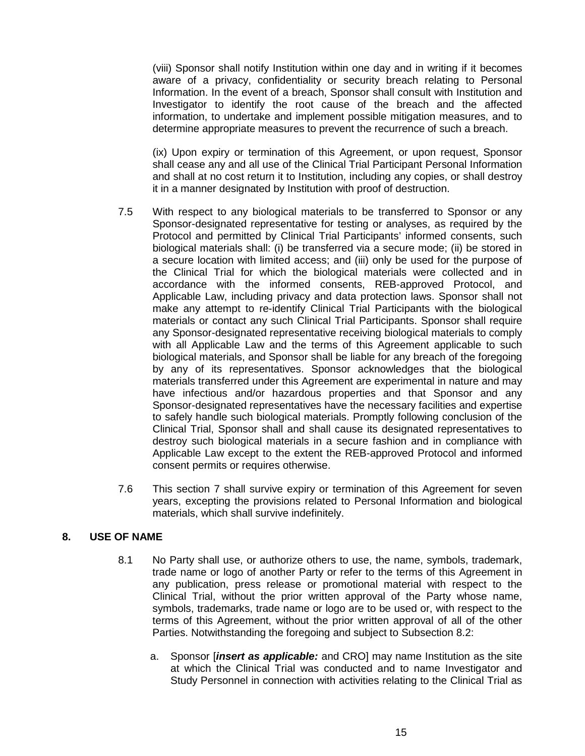(viii) Sponsor shall notify Institution within one day and in writing if it becomes aware of a privacy, confidentiality or security breach relating to Personal Information. In the event of a breach, Sponsor shall consult with Institution and Investigator to identify the root cause of the breach and the affected information, to undertake and implement possible mitigation measures, and to determine appropriate measures to prevent the recurrence of such a breach.

(ix) Upon expiry or termination of this Agreement, or upon request, Sponsor shall cease any and all use of the Clinical Trial Participant Personal Information and shall at no cost return it to Institution, including any copies, or shall destroy it in a manner designated by Institution with proof of destruction.

7.5 With respect to any biological materials to be transferred to Sponsor or any Sponsor-designated representative for testing or analyses, as required by the Protocol and permitted by Clinical Trial Participants' informed consents, such biological materials shall: (i) be transferred via a secure mode; (ii) be stored in a secure location with limited access; and (iii) only be used for the purpose of the Clinical Trial for which the biological materials were collected and in accordance with the informed consents, REB-approved Protocol, and Applicable Law, including privacy and data protection laws. Sponsor shall not make any attempt to re-identify Clinical Trial Participants with the biological materials or contact any such Clinical Trial Participants. Sponsor shall require any Sponsor-designated representative receiving biological materials to comply with all Applicable Law and the terms of this Agreement applicable to such biological materials, and Sponsor shall be liable for any breach of the foregoing by any of its representatives. Sponsor acknowledges that the biological materials transferred under this Agreement are experimental in nature and may have infectious and/or hazardous properties and that Sponsor and any Sponsor-designated representatives have the necessary facilities and expertise to safely handle such biological materials. Promptly following conclusion of the Clinical Trial, Sponsor shall and shall cause its designated representatives to destroy such biological materials in a secure fashion and in compliance with Applicable Law except to the extent the REB-approved Protocol and informed consent permits or requires otherwise.

7.6 This section 7 shall survive expiry or termination of this Agreement for seven years, excepting the provisions related to Personal Information and biological materials, which shall survive indefinitely.

## 8. USE OF NAME

8.1 No Party shall use, or authorize others to use, the name, symbols, trademark, trade name or logo of another Party or refer to the terms of this Agreement in any publication, press release or promotional material with respect to the Clinical Trial, without the prior written approval of the Party whose name, symbols, trademarks, trade name or logo are to be used or, with respect to the terms of this Agreement, without the prior written approval of all of the other Parties. Notwithstanding the foregoing and subject to Subsection 8.2:

a. Sponsor [***insert as applicable:*** and CRO] may name Institution as the site at which the Clinical Trial was conducted and to name Investigator and Study Personnel in connection with activities relating to the Clinical Trial as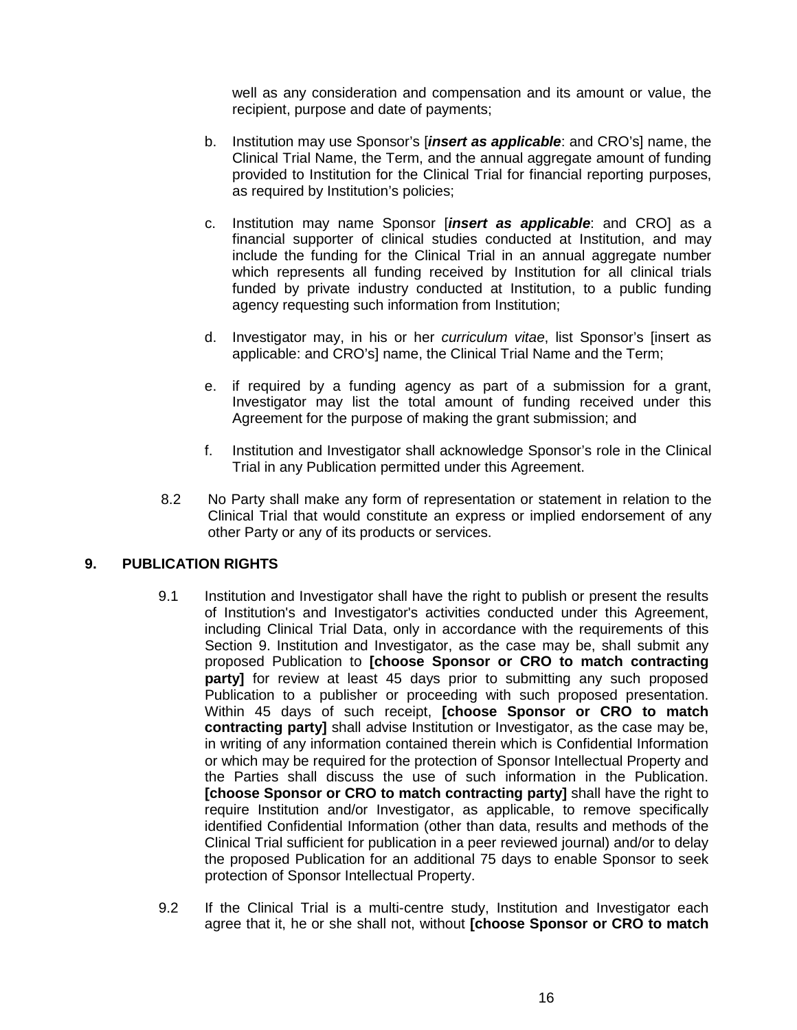well as any consideration and compensation and its amount or value, the recipient, purpose and date of payments;

b. Institution may use Sponsor's [***insert as applicable***: and CRO's] name, the Clinical Trial Name, the Term, and the annual aggregate amount of funding provided to Institution for the Clinical Trial for financial reporting purposes, as required by Institution's policies;

c. Institution may name Sponsor [***insert as applicable***: and CRO] as a financial supporter of clinical studies conducted at Institution, and may include the funding for the Clinical Trial in an annual aggregate number which represents all funding received by Institution for all clinical trials funded by private industry conducted at Institution, to a public funding agency requesting such information from Institution;

d. Investigator may, in his or her *curriculum vitae*, list Sponsor's [insert as applicable: and CRO's] name, the Clinical Trial Name and the Term;

e. if required by a funding agency as part of a submission for a grant, Investigator may list the total amount of funding received under this Agreement for the purpose of making the grant submission; and

f. Institution and Investigator shall acknowledge Sponsor's role in the Clinical Trial in any Publication permitted under this Agreement.

8.2 No Party shall make any form of representation or statement in relation to the Clinical Trial that would constitute an express or implied endorsement of any other Party or any of its products or services.

## 9. PUBLICATION RIGHTS

9.1 Institution and Investigator shall have the right to publish or present the results of Institution's and Investigator's activities conducted under this Agreement, including Clinical Trial Data, only in accordance with the requirements of this Section 9. Institution and Investigator, as the case may be, shall submit any proposed Publication to **[choose Sponsor or CRO to match contracting party]** for review at least 45 days prior to submitting any such proposed Publication to a publisher or proceeding with such proposed presentation. Within 45 days of such receipt, **[choose Sponsor or CRO to match contracting party]** shall advise Institution or Investigator, as the case may be, in writing of any information contained therein which is Confidential Information or which may be required for the protection of Sponsor Intellectual Property and the Parties shall discuss the use of such information in the Publication. **[choose Sponsor or CRO to match contracting party]** shall have the right to require Institution and/or Investigator, as applicable, to remove specifically identified Confidential Information (other than data, results and methods of the Clinical Trial sufficient for publication in a peer reviewed journal) and/or to delay the proposed Publication for an additional 75 days to enable Sponsor to seek protection of Sponsor Intellectual Property.

9.2 If the Clinical Trial is a multi-centre study, Institution and Investigator each agree that it, he or she shall not, without **[choose Sponsor or CRO to match**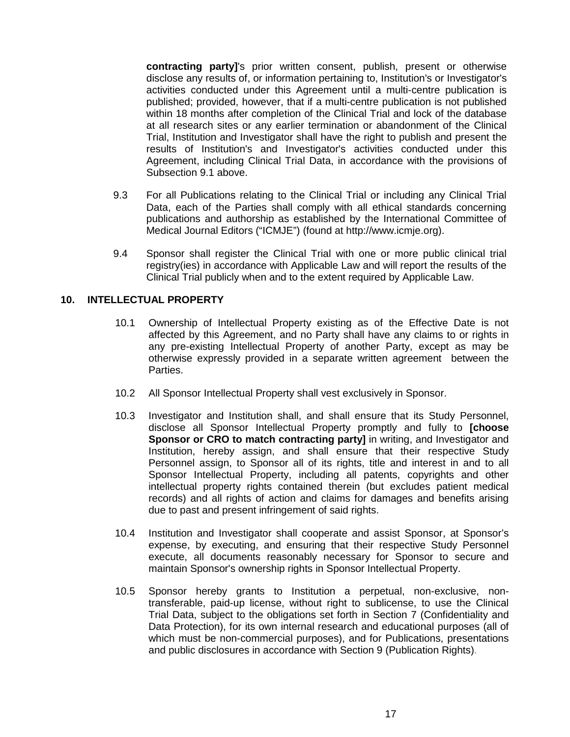**contracting party]**'s prior written consent, publish, present or otherwise disclose any results of, or information pertaining to, Institution's or Investigator's activities conducted under this Agreement until a multi-centre publication is published; provided, however, that if a multi-centre publication is not published within 18 months after completion of the Clinical Trial and lock of the database at all research sites or any earlier termination or abandonment of the Clinical Trial, Institution and Investigator shall have the right to publish and present the results of Institution's and Investigator's activities conducted under this Agreement, including Clinical Trial Data, in accordance with the provisions of Subsection 9.1 above.

9.3 For all Publications relating to the Clinical Trial or including any Clinical Trial Data, each of the Parties shall comply with all ethical standards concerning publications and authorship as established by the International Committee of Medical Journal Editors ("ICMJE") (found at http://www.icmje.org).

9.4 Sponsor shall register the Clinical Trial with one or more public clinical trial registry(ies) in accordance with Applicable Law and will report the results of the Clinical Trial publicly when and to the extent required by Applicable Law.

## 10. INTELLECTUAL PROPERTY

10.1 Ownership of Intellectual Property existing as of the Effective Date is not affected by this Agreement, and no Party shall have any claims to or rights in any pre-existing Intellectual Property of another Party, except as may be otherwise expressly provided in a separate written agreement between the Parties.

10.2 All Sponsor Intellectual Property shall vest exclusively in Sponsor.

10.3 Investigator and Institution shall, and shall ensure that its Study Personnel, disclose all Sponsor Intellectual Property promptly and fully to **[choose Sponsor or CRO to match contracting party]** in writing, and Investigator and Institution, hereby assign, and shall ensure that their respective Study Personnel assign, to Sponsor all of its rights, title and interest in and to all Sponsor Intellectual Property, including all patents, copyrights and other intellectual property rights contained therein (but excludes patient medical records) and all rights of action and claims for damages and benefits arising due to past and present infringement of said rights.

10.4 Institution and Investigator shall cooperate and assist Sponsor, at Sponsor's expense, by executing, and ensuring that their respective Study Personnel execute, all documents reasonably necessary for Sponsor to secure and maintain Sponsor's ownership rights in Sponsor Intellectual Property.

10.5 Sponsor hereby grants to Institution a perpetual, non-exclusive, non-transferable, paid-up license, without right to sublicense, to use the Clinical Trial Data, subject to the obligations set forth in Section 7 (Confidentiality and Data Protection), for its own internal research and educational purposes (all of which must be non-commercial purposes), and for Publications, presentations and public disclosures in accordance with Section 9 (Publication Rights).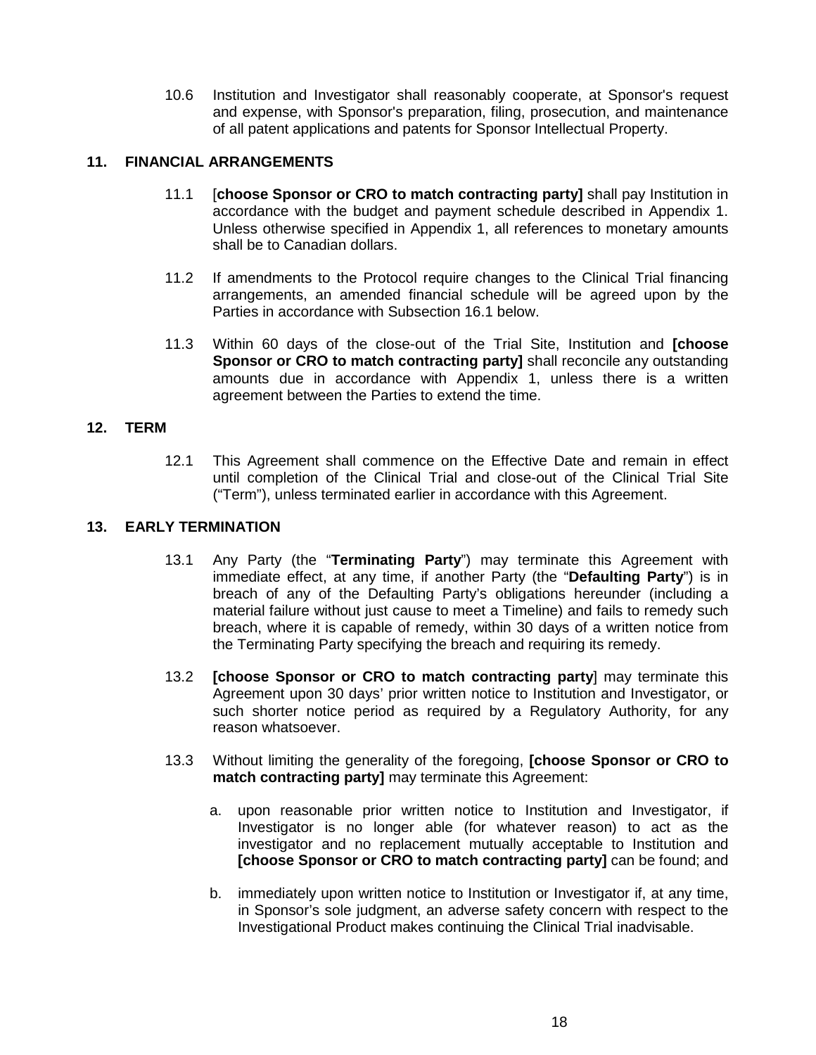10.6 Institution and Investigator shall reasonably cooperate, at Sponsor's request and expense, with Sponsor's preparation, filing, prosecution, and maintenance of all patent applications and patents for Sponsor Intellectual Property.

## 11. FINANCIAL ARRANGEMENTS

11.1 [**choose Sponsor or CRO to match contracting party]** shall pay Institution in accordance with the budget and payment schedule described in Appendix 1. Unless otherwise specified in Appendix 1, all references to monetary amounts shall be to Canadian dollars.

11.2 If amendments to the Protocol require changes to the Clinical Trial financing arrangements, an amended financial schedule will be agreed upon by the Parties in accordance with Subsection 16.1 below.

11.3 Within 60 days of the close-out of the Trial Site, Institution and **[choose Sponsor or CRO to match contracting party]** shall reconcile any outstanding amounts due in accordance with Appendix 1, unless there is a written agreement between the Parties to extend the time.

## 12. TERM

12.1 This Agreement shall commence on the Effective Date and remain in effect until completion of the Clinical Trial and close-out of the Clinical Trial Site ("Term"), unless terminated earlier in accordance with this Agreement.

## 13. EARLY TERMINATION

13.1 Any Party (the "**Terminating Party**") may terminate this Agreement with immediate effect, at any time, if another Party (the "**Defaulting Party**") is in breach of any of the Defaulting Party's obligations hereunder (including a material failure without just cause to meet a Timeline) and fails to remedy such breach, where it is capable of remedy, within 30 days of a written notice from the Terminating Party specifying the breach and requiring its remedy.

13.2 **[choose Sponsor or CRO to match contracting party**] may terminate this Agreement upon 30 days' prior written notice to Institution and Investigator, or such shorter notice period as required by a Regulatory Authority, for any reason whatsoever.

13.3 Without limiting the generality of the foregoing, **[choose Sponsor or CRO to match contracting party]** may terminate this Agreement:

a. upon reasonable prior written notice to Institution and Investigator, if Investigator is no longer able (for whatever reason) to act as the investigator and no replacement mutually acceptable to Institution and **[choose Sponsor or CRO to match contracting party]** can be found; and

b. immediately upon written notice to Institution or Investigator if, at any time, in Sponsor's sole judgment, an adverse safety concern with respect to the Investigational Product makes continuing the Clinical Trial inadvisable.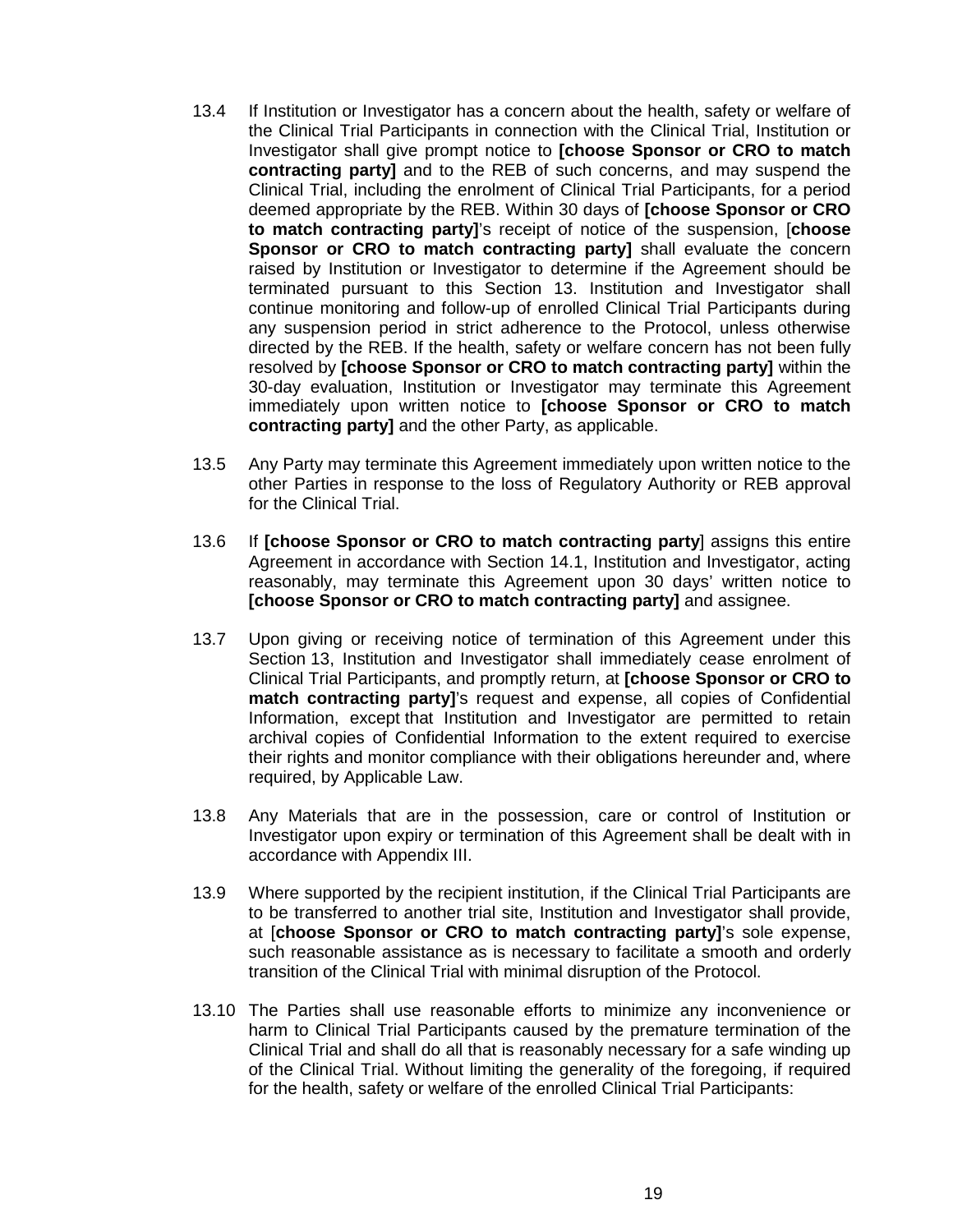13.4 If Institution or Investigator has a concern about the health, safety or welfare of the Clinical Trial Participants in connection with the Clinical Trial, Institution or Investigator shall give prompt notice to **[choose Sponsor or CRO to match contracting party]** and to the REB of such concerns, and may suspend the Clinical Trial, including the enrolment of Clinical Trial Participants, for a period deemed appropriate by the REB. Within 30 days of **[choose Sponsor or CRO to match contracting party]**'s receipt of notice of the suspension, [**choose Sponsor or CRO to match contracting party]** shall evaluate the concern raised by Institution or Investigator to determine if the Agreement should be terminated pursuant to this Section 13. Institution and Investigator shall continue monitoring and follow-up of enrolled Clinical Trial Participants during any suspension period in strict adherence to the Protocol, unless otherwise directed by the REB. If the health, safety or welfare concern has not been fully resolved by **[choose Sponsor or CRO to match contracting party]** within the 30-day evaluation, Institution or Investigator may terminate this Agreement immediately upon written notice to **[choose Sponsor or CRO to match contracting party]** and the other Party, as applicable.

13.5 Any Party may terminate this Agreement immediately upon written notice to the other Parties in response to the loss of Regulatory Authority or REB approval for the Clinical Trial.

13.6 If **[choose Sponsor or CRO to match contracting party**] assigns this entire Agreement in accordance with Section 14.1, Institution and Investigator, acting reasonably, may terminate this Agreement upon 30 days' written notice to **[choose Sponsor or CRO to match contracting party]** and assignee.

13.7 Upon giving or receiving notice of termination of this Agreement under this Section 13, Institution and Investigator shall immediately cease enrolment of Clinical Trial Participants, and promptly return, at **[choose Sponsor or CRO to match contracting party]**'s request and expense, all copies of Confidential Information, except that Institution and Investigator are permitted to retain archival copies of Confidential Information to the extent required to exercise their rights and monitor compliance with their obligations hereunder and, where required, by Applicable Law.

13.8 Any Materials that are in the possession, care or control of Institution or Investigator upon expiry or termination of this Agreement shall be dealt with in accordance with Appendix III.

13.9 Where supported by the recipient institution, if the Clinical Trial Participants are to be transferred to another trial site, Institution and Investigator shall provide, at [**choose Sponsor or CRO to match contracting party]**'s sole expense, such reasonable assistance as is necessary to facilitate a smooth and orderly transition of the Clinical Trial with minimal disruption of the Protocol.

13.10 The Parties shall use reasonable efforts to minimize any inconvenience or harm to Clinical Trial Participants caused by the premature termination of the Clinical Trial and shall do all that is reasonably necessary for a safe winding up of the Clinical Trial. Without limiting the generality of the foregoing, if required for the health, safety or welfare of the enrolled Clinical Trial Participants: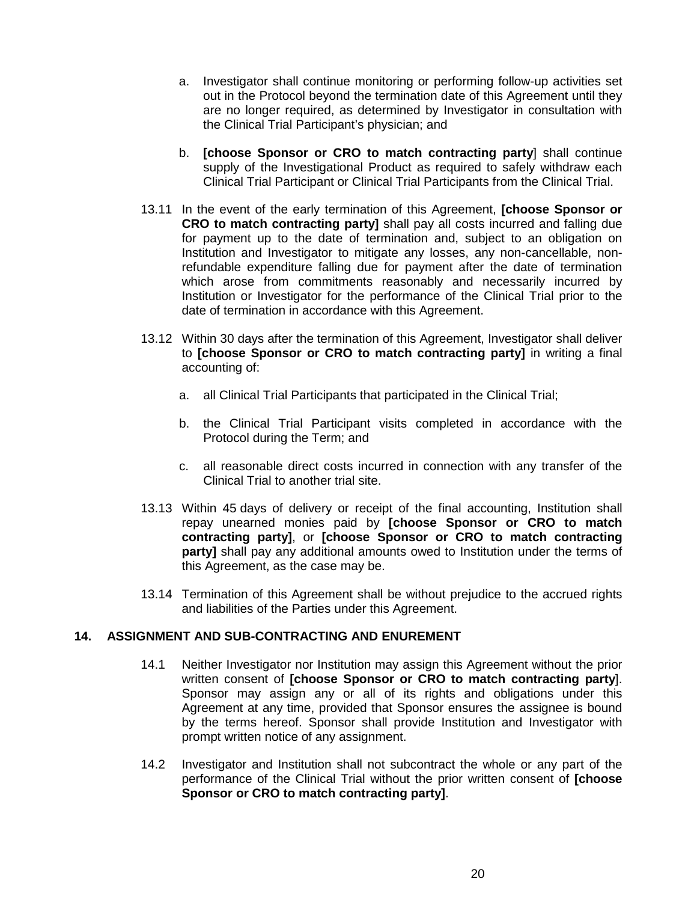a. Investigator shall continue monitoring or performing follow-up activities set out in the Protocol beyond the termination date of this Agreement until they are no longer required, as determined by Investigator in consultation with the Clinical Trial Participant's physician; and

b. **[choose Sponsor or CRO to match contracting party**] shall continue supply of the Investigational Product as required to safely withdraw each Clinical Trial Participant or Clinical Trial Participants from the Clinical Trial.

13.11 In the event of the early termination of this Agreement, **[choose Sponsor or CRO to match contracting party]** shall pay all costs incurred and falling due for payment up to the date of termination and, subject to an obligation on Institution and Investigator to mitigate any losses, any non-cancellable, non-refundable expenditure falling due for payment after the date of termination which arose from commitments reasonably and necessarily incurred by Institution or Investigator for the performance of the Clinical Trial prior to the date of termination in accordance with this Agreement.

13.12 Within 30 days after the termination of this Agreement, Investigator shall deliver to **[choose Sponsor or CRO to match contracting party]** in writing a final accounting of:

a. all Clinical Trial Participants that participated in the Clinical Trial;

b. the Clinical Trial Participant visits completed in accordance with the Protocol during the Term; and

c. all reasonable direct costs incurred in connection with any transfer of the Clinical Trial to another trial site.

13.13 Within 45 days of delivery or receipt of the final accounting, Institution shall repay unearned monies paid by **[choose Sponsor or CRO to match contracting party]**, or **[choose Sponsor or CRO to match contracting party]** shall pay any additional amounts owed to Institution under the terms of this Agreement, as the case may be.

13.14 Termination of this Agreement shall be without prejudice to the accrued rights and liabilities of the Parties under this Agreement.

## 14. ASSIGNMENT AND SUB-CONTRACTING AND ENUREMENT

14.1 Neither Investigator nor Institution may assign this Agreement without the prior written consent of **[choose Sponsor or CRO to match contracting party**]. Sponsor may assign any or all of its rights and obligations under this Agreement at any time, provided that Sponsor ensures the assignee is bound by the terms hereof. Sponsor shall provide Institution and Investigator with prompt written notice of any assignment.

14.2 Investigator and Institution shall not subcontract the whole or any part of the performance of the Clinical Trial without the prior written consent of **[choose Sponsor or CRO to match contracting party]**.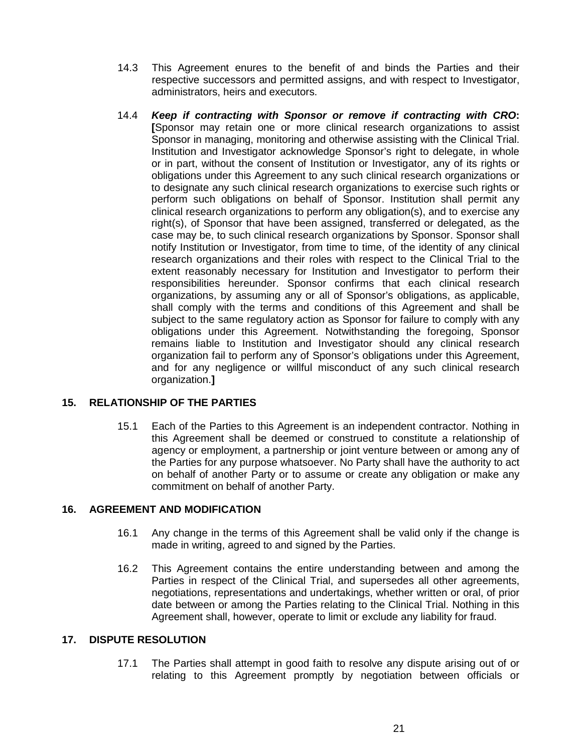14.3 This Agreement enures to the benefit of and binds the Parties and their respective successors and permitted assigns, and with respect to Investigator, administrators, heirs and executors.

14.4 ***Keep if contracting with Sponsor or remove if contracting with CRO*****:** **[**Sponsor may retain one or more clinical research organizations to assist Sponsor in managing, monitoring and otherwise assisting with the Clinical Trial. Institution and Investigator acknowledge Sponsor's right to delegate, in whole or in part, without the consent of Institution or Investigator, any of its rights or obligations under this Agreement to any such clinical research organizations or to designate any such clinical research organizations to exercise such rights or perform such obligations on behalf of Sponsor. Institution shall permit any clinical research organizations to perform any obligation(s), and to exercise any right(s), of Sponsor that have been assigned, transferred or delegated, as the case may be, to such clinical research organizations by Sponsor. Sponsor shall notify Institution or Investigator, from time to time, of the identity of any clinical research organizations and their roles with respect to the Clinical Trial to the extent reasonably necessary for Institution and Investigator to perform their responsibilities hereunder. Sponsor confirms that each clinical research organizations, by assuming any or all of Sponsor's obligations, as applicable, shall comply with the terms and conditions of this Agreement and shall be subject to the same regulatory action as Sponsor for failure to comply with any obligations under this Agreement. Notwithstanding the foregoing, Sponsor remains liable to Institution and Investigator should any clinical research organization fail to perform any of Sponsor's obligations under this Agreement, and for any negligence or willful misconduct of any such clinical research organization.**]**

## 15. RELATIONSHIP OF THE PARTIES

15.1 Each of the Parties to this Agreement is an independent contractor. Nothing in this Agreement shall be deemed or construed to constitute a relationship of agency or employment, a partnership or joint venture between or among any of the Parties for any purpose whatsoever. No Party shall have the authority to act on behalf of another Party or to assume or create any obligation or make any commitment on behalf of another Party.

## 16. AGREEMENT AND MODIFICATION

16.1 Any change in the terms of this Agreement shall be valid only if the change is made in writing, agreed to and signed by the Parties.

16.2 This Agreement contains the entire understanding between and among the Parties in respect of the Clinical Trial, and supersedes all other agreements, negotiations, representations and undertakings, whether written or oral, of prior date between or among the Parties relating to the Clinical Trial. Nothing in this Agreement shall, however, operate to limit or exclude any liability for fraud.

## 17. DISPUTE RESOLUTION

17.1 The Parties shall attempt in good faith to resolve any dispute arising out of or relating to this Agreement promptly by negotiation between officials or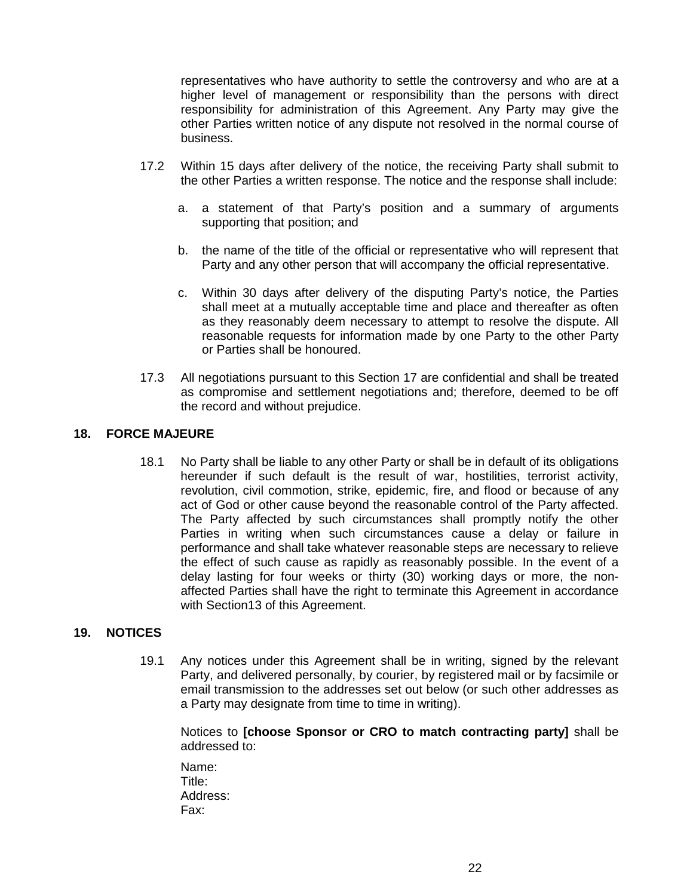representatives who have authority to settle the controversy and who are at a higher level of management or responsibility than the persons with direct responsibility for administration of this Agreement. Any Party may give the other Parties written notice of any dispute not resolved in the normal course of business.

17.2 Within 15 days after delivery of the notice, the receiving Party shall submit to the other Parties a written response. The notice and the response shall include:

a. a statement of that Party's position and a summary of arguments supporting that position; and

b. the name of the title of the official or representative who will represent that Party and any other person that will accompany the official representative.

c. Within 30 days after delivery of the disputing Party's notice, the Parties shall meet at a mutually acceptable time and place and thereafter as often as they reasonably deem necessary to attempt to resolve the dispute. All reasonable requests for information made by one Party to the other Party or Parties shall be honoured.

17.3 All negotiations pursuant to this Section 17 are confidential and shall be treated as compromise and settlement negotiations and; therefore, deemed to be off the record and without prejudice.

## 18. FORCE MAJEURE

18.1 No Party shall be liable to any other Party or shall be in default of its obligations hereunder if such default is the result of war, hostilities, terrorist activity, revolution, civil commotion, strike, epidemic, fire, and flood or because of any act of God or other cause beyond the reasonable control of the Party affected. The Party affected by such circumstances shall promptly notify the other Parties in writing when such circumstances cause a delay or failure in performance and shall take whatever reasonable steps are necessary to relieve the effect of such cause as rapidly as reasonably possible. In the event of a delay lasting for four weeks or thirty (30) working days or more, the non-affected Parties shall have the right to terminate this Agreement in accordance with Section13 of this Agreement.

## 19. NOTICES

19.1 Any notices under this Agreement shall be in writing, signed by the relevant Party, and delivered personally, by courier, by registered mail or by facsimile or email transmission to the addresses set out below (or such other addresses as a Party may designate from time to time in writing).

Notices to **[choose Sponsor or CRO to match contracting party]** shall be addressed to:

Name:
Title:
Address:
Fax: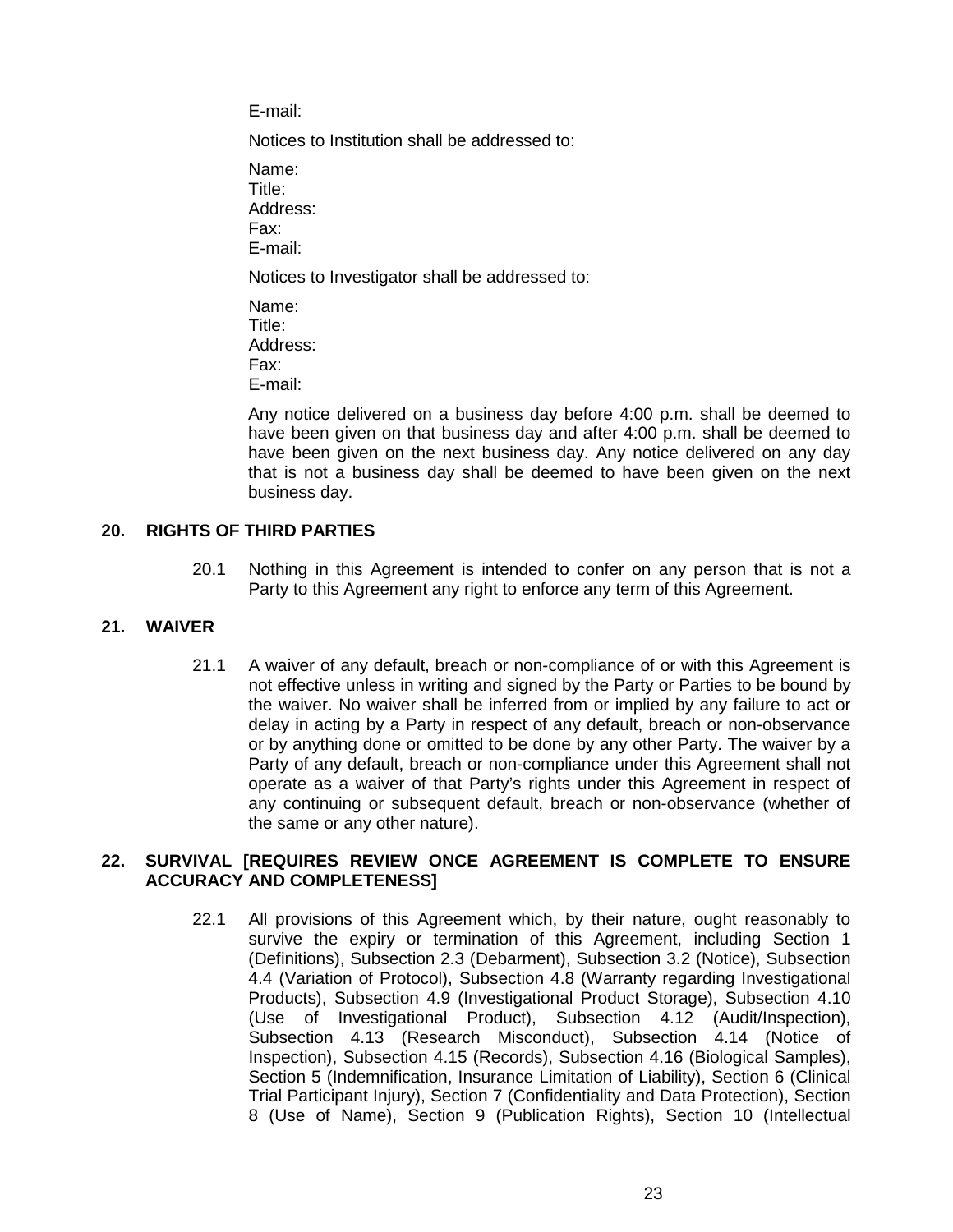E-mail:

Notices to Institution shall be addressed to:

Name:
Title:
Address:
Fax:
E-mail:

Notices to Investigator shall be addressed to:

Name:
Title:
Address:
Fax:
E-mail:

Any notice delivered on a business day before 4:00 p.m. shall be deemed to have been given on that business day and after 4:00 p.m. shall be deemed to have been given on the next business day. Any notice delivered on any day that is not a business day shall be deemed to have been given on the next business day.

## 20. RIGHTS OF THIRD PARTIES

20.1 Nothing in this Agreement is intended to confer on any person that is not a Party to this Agreement any right to enforce any term of this Agreement.

## 21. WAIVER

21.1 A waiver of any default, breach or non-compliance of or with this Agreement is not effective unless in writing and signed by the Party or Parties to be bound by the waiver. No waiver shall be inferred from or implied by any failure to act or delay in acting by a Party in respect of any default, breach or non-observance or by anything done or omitted to be done by any other Party. The waiver by a Party of any default, breach or non-compliance under this Agreement shall not operate as a waiver of that Party's rights under this Agreement in respect of any continuing or subsequent default, breach or non-observance (whether of the same or any other nature).

## 22. SURVIVAL [REQUIRES REVIEW ONCE AGREEMENT IS COMPLETE TO ENSURE ACCURACY AND COMPLETENESS]

22.1 All provisions of this Agreement which, by their nature, ought reasonably to survive the expiry or termination of this Agreement, including Section 1 (Definitions), Subsection 2.3 (Debarment), Subsection 3.2 (Notice), Subsection 4.4 (Variation of Protocol), Subsection 4.8 (Warranty regarding Investigational Products), Subsection 4.9 (Investigational Product Storage), Subsection 4.10 (Use of Investigational Product), Subsection 4.12 (Audit/Inspection), Subsection 4.13 (Research Misconduct), Subsection 4.14 (Notice of Inspection), Subsection 4.15 (Records), Subsection 4.16 (Biological Samples), Section 5 (Indemnification, Insurance Limitation of Liability), Section 6 (Clinical Trial Participant Injury), Section 7 (Confidentiality and Data Protection), Section 8 (Use of Name), Section 9 (Publication Rights), Section 10 (Intellectual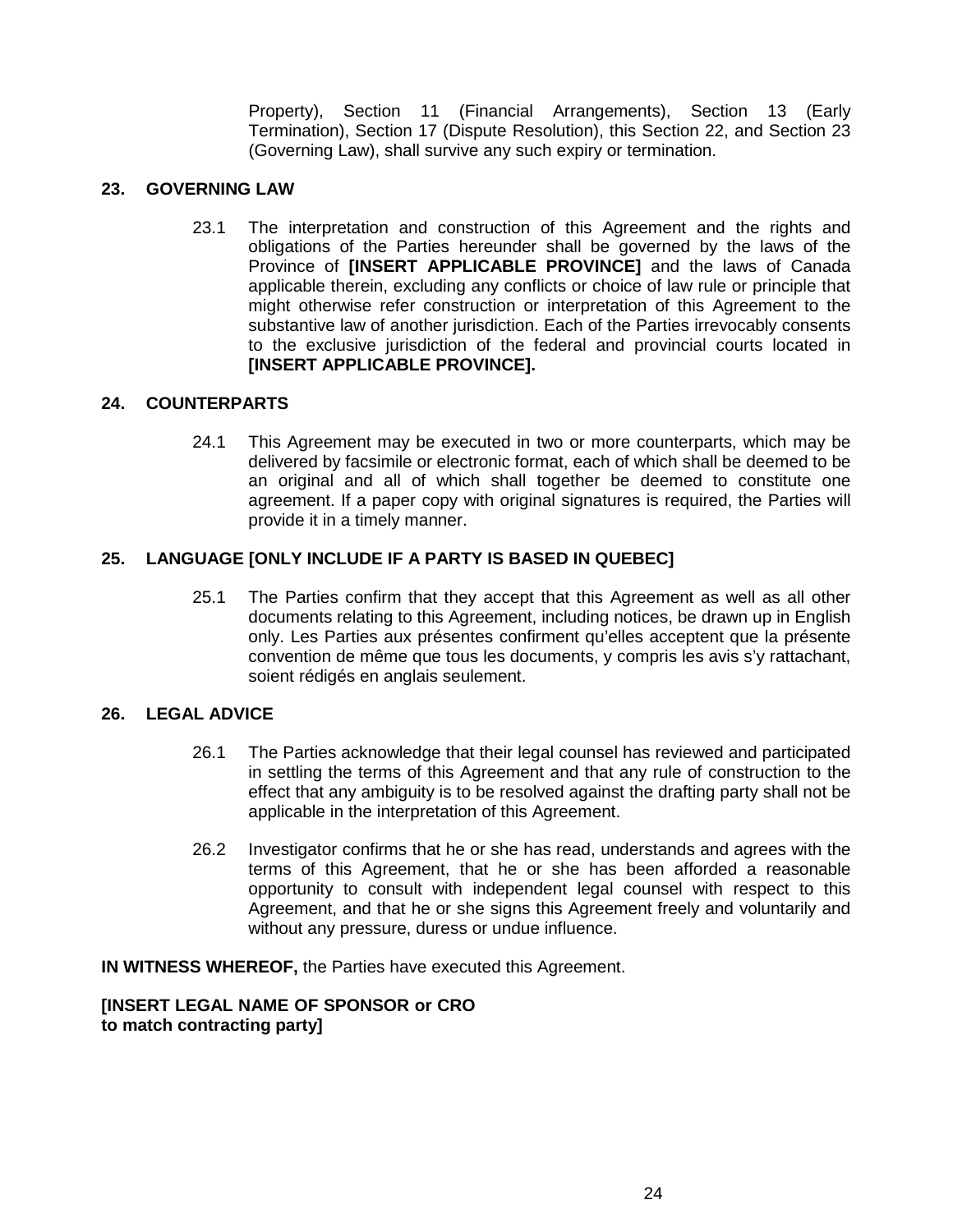Property), Section 11 (Financial Arrangements), Section 13 (Early Termination), Section 17 (Dispute Resolution), this Section 22, and Section 23 (Governing Law), shall survive any such expiry or termination.

## 23. GOVERNING LAW

23.1 The interpretation and construction of this Agreement and the rights and obligations of the Parties hereunder shall be governed by the laws of the Province of **[INSERT APPLICABLE PROVINCE]** and the laws of Canada applicable therein, excluding any conflicts or choice of law rule or principle that might otherwise refer construction or interpretation of this Agreement to the substantive law of another jurisdiction. Each of the Parties irrevocably consents to the exclusive jurisdiction of the federal and provincial courts located in **[INSERT APPLICABLE PROVINCE].**

## 24. COUNTERPARTS

24.1 This Agreement may be executed in two or more counterparts, which may be delivered by facsimile or electronic format, each of which shall be deemed to be an original and all of which shall together be deemed to constitute one agreement. If a paper copy with original signatures is required, the Parties will provide it in a timely manner.

## 25. LANGUAGE [ONLY INCLUDE IF A PARTY IS BASED IN QUEBEC]

25.1 The Parties confirm that they accept that this Agreement as well as all other documents relating to this Agreement, including notices, be drawn up in English only. Les Parties aux présentes confirment qu'elles acceptent que la présente convention de même que tous les documents, y compris les avis s'y rattachant, soient rédigés en anglais seulement.

## 26. LEGAL ADVICE

26.1 The Parties acknowledge that their legal counsel has reviewed and participated in settling the terms of this Agreement and that any rule of construction to the effect that any ambiguity is to be resolved against the drafting party shall not be applicable in the interpretation of this Agreement.

26.2 Investigator confirms that he or she has read, understands and agrees with the terms of this Agreement, that he or she has been afforded a reasonable opportunity to consult with independent legal counsel with respect to this Agreement, and that he or she signs this Agreement freely and voluntarily and without any pressure, duress or undue influence.

**IN WITNESS WHEREOF,** the Parties have executed this Agreement.

**[INSERT LEGAL NAME OF SPONSOR or CRO
to match contracting party]**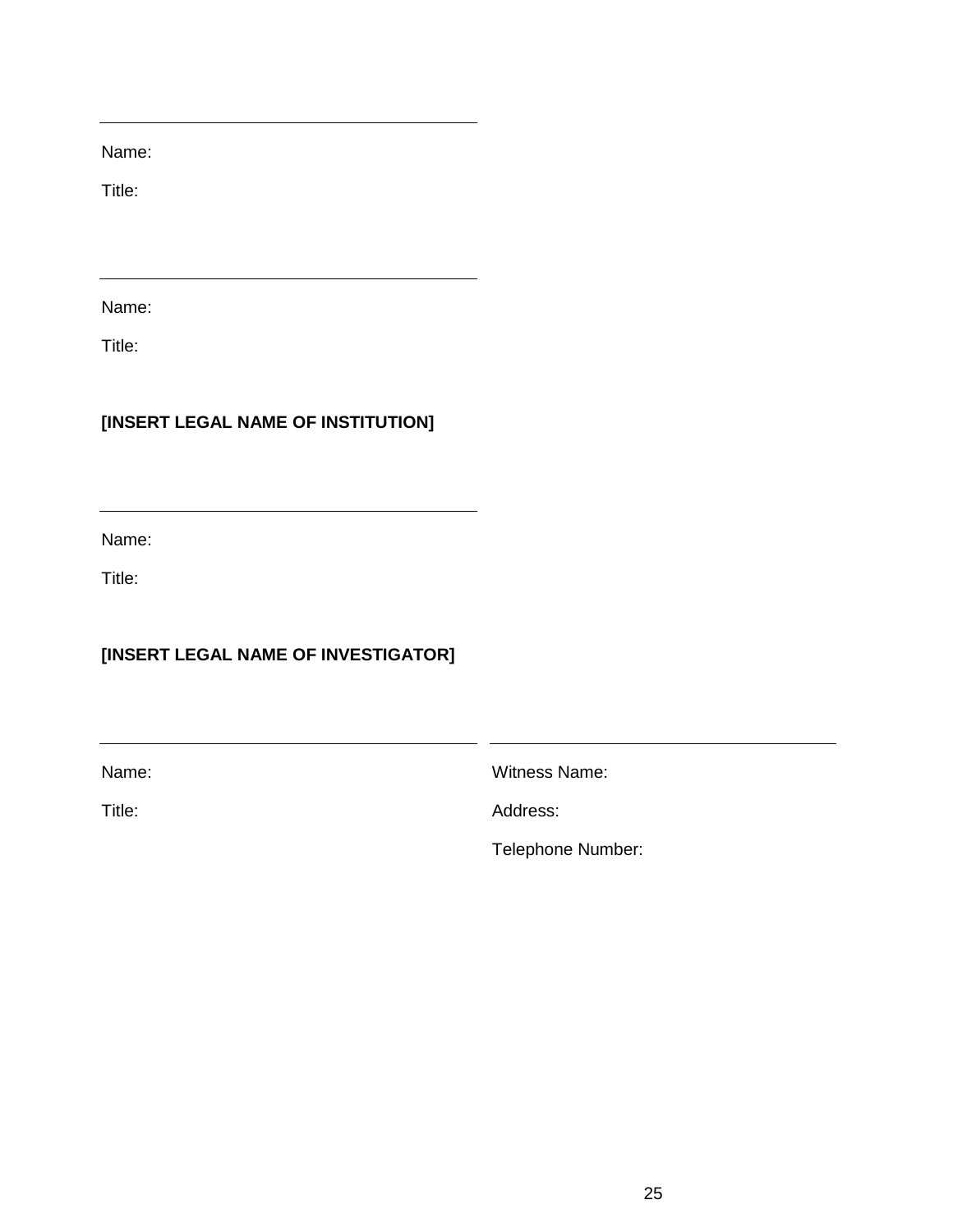\_\_\_\_\_\_\_\_\_\_\_\_\_\_\_\_\_\_\_\_\_\_\_\_\_\_\_\_\_\_\_\_\_\_\_\_\_\_\_\_

Name:

Title:

\_\_\_\_\_\_\_\_\_\_\_\_\_\_\_\_\_\_\_\_\_\_\_\_\_\_\_\_\_\_\_\_\_\_\_\_\_\_\_\_

Name:

Title:

**[INSERT LEGAL NAME OF INSTITUTION]**

\_\_\_\_\_\_\_\_\_\_\_\_\_\_\_\_\_\_\_\_\_\_\_\_\_\_\_\_\_\_\_\_\_\_\_\_\_\_\_\_

Name:

Title:

**[INSERT LEGAL NAME OF INVESTIGATOR]**

| \_\_\_\_\_\_\_\_\_\_\_\_\_\_\_\_\_\_\_\_\_\_\_\_\_\_\_\_\_\_\_\_\_\_\_\_\_\_\_\_ | \_\_\_\_\_\_\_\_\_\_\_\_\_\_\_\_\_\_\_\_\_\_\_\_\_\_\_\_\_\_\_\_\_\_\_\_\_\_\_\_ |
|---|---|
| Name: | Witness Name: |
| Title: | Address: |
| | Telephone Number: |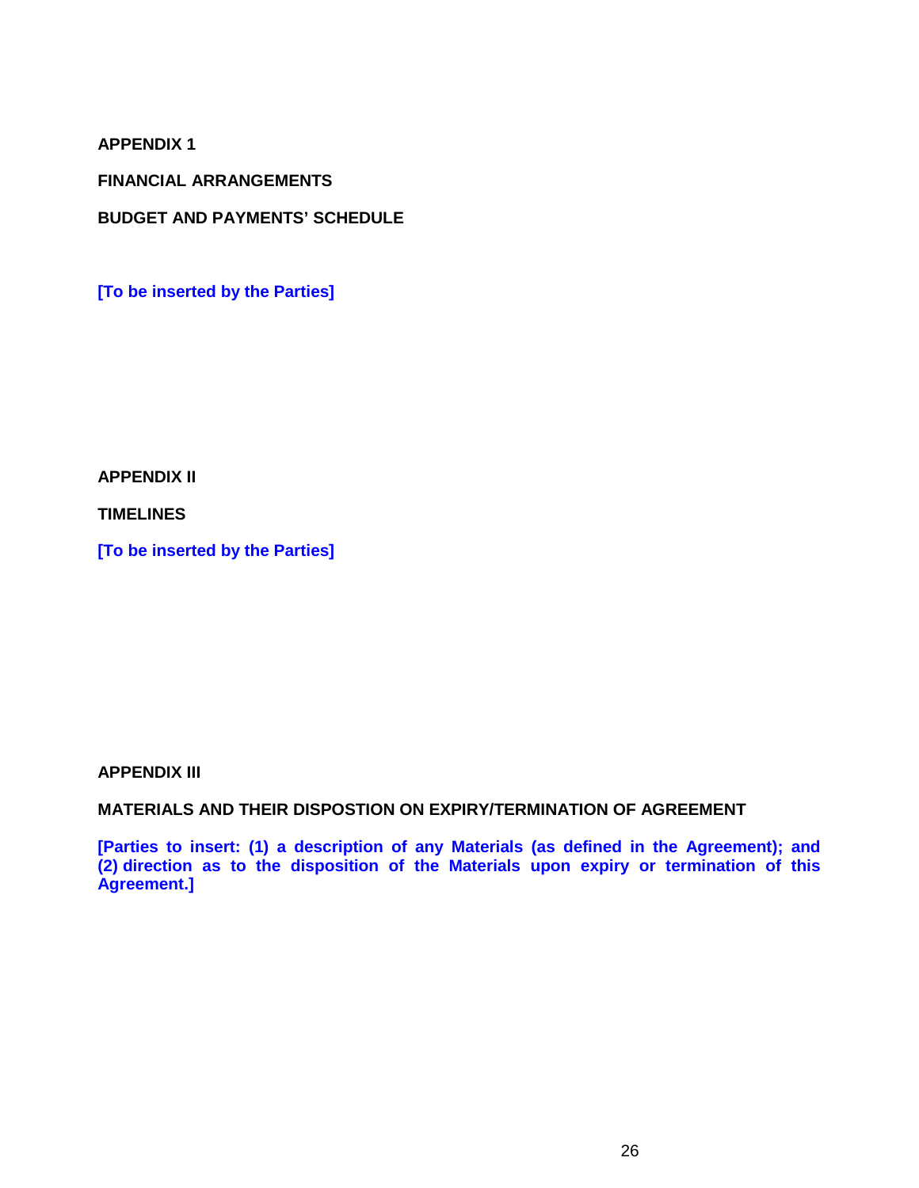**APPENDIX 1**

**FINANCIAL ARRANGEMENTS**

**BUDGET AND PAYMENTS' SCHEDULE**

**[To be inserted by the Parties]**

**APPENDIX II**

**TIMELINES**

**[To be inserted by the Parties]**

**APPENDIX III**

**MATERIALS AND THEIR DISPOSTION ON EXPIRY/TERMINATION OF AGREEMENT**

**[Parties to insert: (1) a description of any Materials (as defined in the Agreement); and (2) direction as to the disposition of the Materials upon expiry or termination of this Agreement.]**